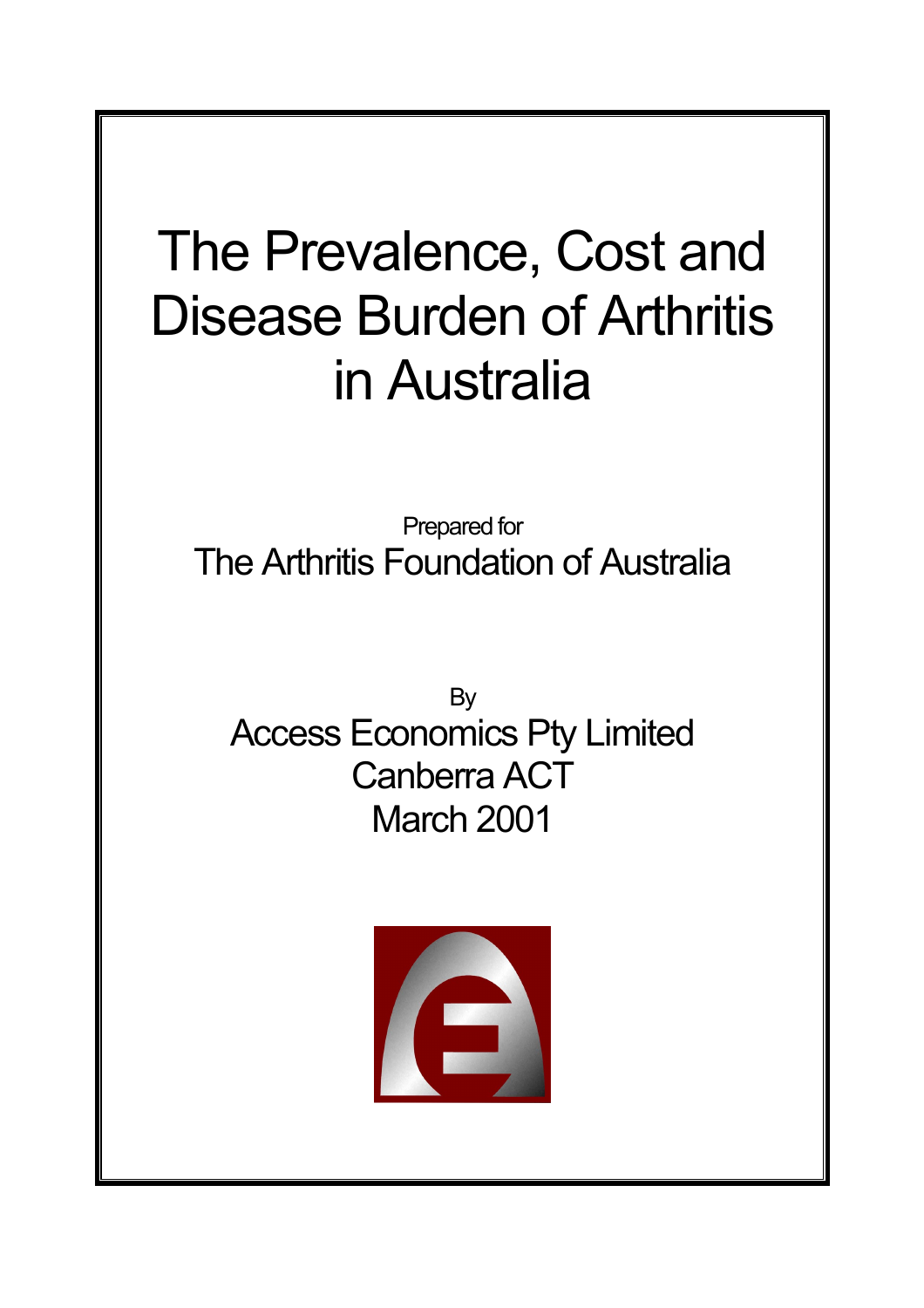# The Prevalence, Cost and Disease Burden of Arthritis in Australia

Prepared for

The Arthritis Foundation of Australia

By

Access Economics Pty Limited

Canberra ACT

March 2001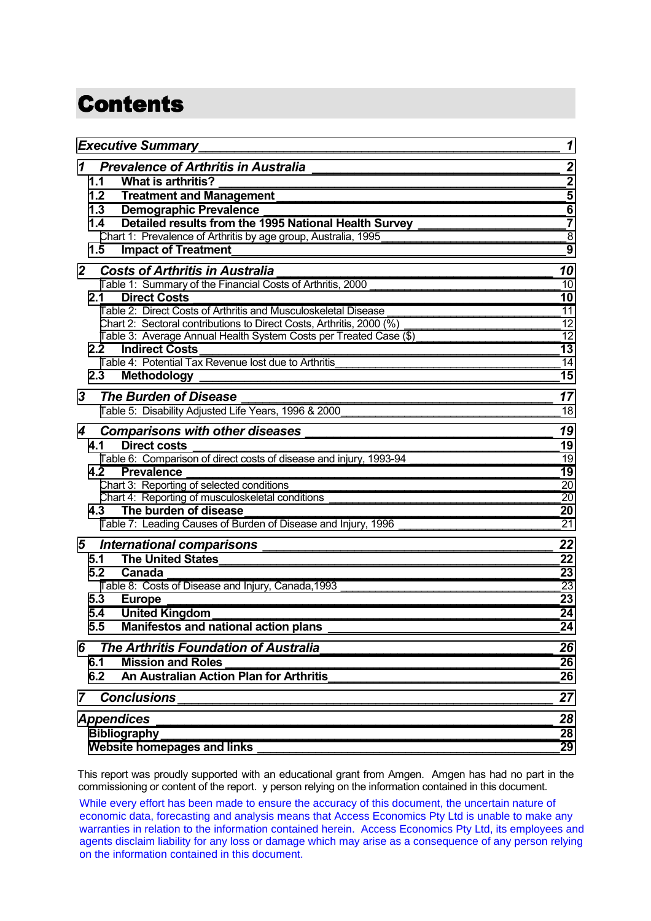# Contents

| | |
|---|---|
| ***Executive Summary*** | ***1*** |
| ***1 Prevalence of Arthritis in Australia*** | ***2*** |
| **1.1 What is arthritis?** | **2** |
| **1.2 Treatment and Management** | **5** |
| **1.3 Demographic Prevalence** | **6** |
| **1.4 Detailed results from the 1995 National Health Survey** | **7** |
| Chart 1: Prevalence of Arthritis by age group, Australia, 1995 | 8 |
| **1.5 Impact of Treatment** | **9** |
| ***2 Costs of Arthritis in Australia*** | ***10*** |
| Table 1: Summary of the Financial Costs of Arthritis, 2000 | 10 |
| **2.1 Direct Costs** | **10** |
| Table 2: Direct Costs of Arthritis and Musculoskeletal Disease | 11 |
| Chart 2: Sectoral contributions to Direct Costs, Arthritis, 2000 (%) | 12 |
| Table 3: Average Annual Health System Costs per Treated Case ($) | 12 |
| **2.2 Indirect Costs** | **13** |
| Table 4: Potential Tax Revenue lost due to Arthritis | 14 |
| **2.3 Methodology** | **15** |
| ***3 The Burden of Disease*** | ***17*** |
| Table 5: Disability Adjusted Life Years, 1996 & 2000 | 18 |
| ***4 Comparisons with other diseases*** | ***19*** |
| **4.1 Direct costs** | **19** |
| Table 6: Comparison of direct costs of disease and injury, 1993-94 | 19 |
| **4.2 Prevalence** | **19** |
| Chart 3: Reporting of selected conditions | 20 |
| Chart 4: Reporting of musculoskeletal conditions | 20 |
| **4.3 The burden of disease** | **20** |
| Table 7: Leading Causes of Burden of Disease and Injury, 1996 | 21 |
| ***5 International comparisons*** | ***22*** |
| **5.1 The United States** | **22** |
| **5.2 Canada** | **23** |
| Table 8: Costs of Disease and Injury, Canada,1993 | 23 |
| **5.3 Europe** | **23** |
| **5.4 United Kingdom** | **24** |
| **5.5 Manifestos and national action plans** | **24** |
| ***6 The Arthritis Foundation of Australia*** | ***26*** |
| **6.1 Mission and Roles** | **26** |
| **6.2 An Australian Action Plan for Arthritis** | **26** |
| ***7 Conclusions*** | ***27*** |
| ***Appendices*** | ***28*** |
| **Bibliography** | **28** |
| **Website homepages and links** | **29** |

This report was proudly supported with an educational grant from Amgen. Amgen has had no part in the commissioning or content of the report. y person relying on the information contained in this document.

While every effort has been made to ensure the accuracy of this document, the uncertain nature of economic data, forecasting and analysis means that Access Economics Pty Ltd is unable to make any warranties in relation to the information contained herein. Access Economics Pty Ltd, its employees and agents disclaim liability for any loss or damage which may arise as a consequence of any person relying on the information contained in this document.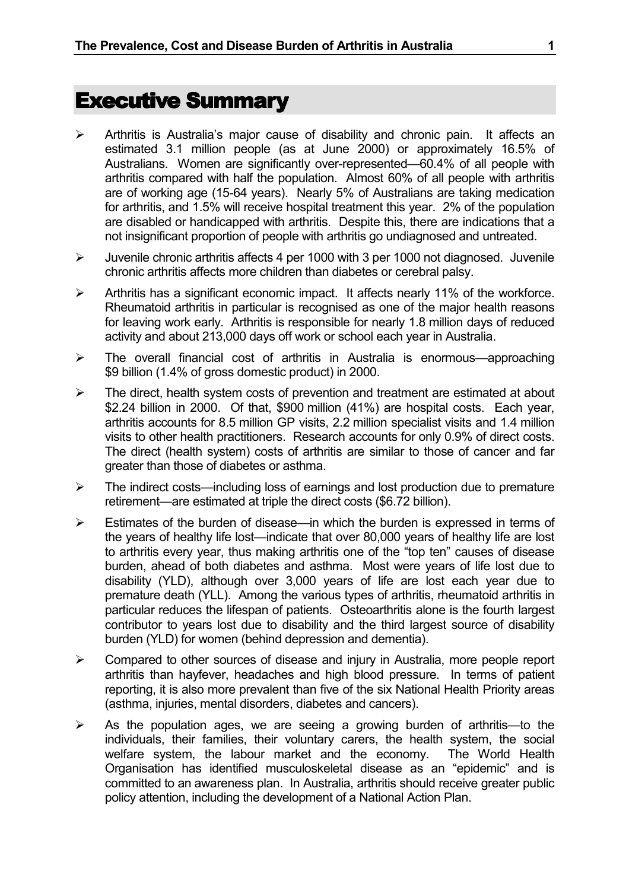# Executive Summary

- Arthritis is Australia's major cause of disability and chronic pain. It affects an estimated 3.1 million people (as at June 2000) or approximately 16.5% of Australians. Women are significantly over-represented—60.4% of all people with arthritis compared with half the population. Almost 60% of all people with arthritis are of working age (15-64 years). Nearly 5% of Australians are taking medication for arthritis, and 1.5% will receive hospital treatment this year. 2% of the population are disabled or handicapped with arthritis. Despite this, there are indications that a not insignificant proportion of people with arthritis go undiagnosed and untreated.
- Juvenile chronic arthritis affects 4 per 1000 with 3 per 1000 not diagnosed. Juvenile chronic arthritis affects more children than diabetes or cerebral palsy.
- Arthritis has a significant economic impact. It affects nearly 11% of the workforce. Rheumatoid arthritis in particular is recognised as one of the major health reasons for leaving work early. Arthritis is responsible for nearly 1.8 million days of reduced activity and about 213,000 days off work or school each year in Australia.
- The overall financial cost of arthritis in Australia is enormous—approaching $9 billion (1.4% of gross domestic product) in 2000.
- The direct, health system costs of prevention and treatment are estimated at about $2.24 billion in 2000. Of that, $900 million (41%) are hospital costs. Each year, arthritis accounts for 8.5 million GP visits, 2.2 million specialist visits and 1.4 million visits to other health practitioners. Research accounts for only 0.9% of direct costs. The direct (health system) costs of arthritis are similar to those of cancer and far greater than those of diabetes or asthma.
- The indirect costs—including loss of earnings and lost production due to premature retirement—are estimated at triple the direct costs ($6.72 billion).
- Estimates of the burden of disease—in which the burden is expressed in terms of the years of healthy life lost—indicate that over 80,000 years of healthy life are lost to arthritis every year, thus making arthritis one of the "top ten" causes of disease burden, ahead of both diabetes and asthma. Most were years of life lost due to disability (YLD), although over 3,000 years of life are lost each year due to premature death (YLL). Among the various types of arthritis, rheumatoid arthritis in particular reduces the lifespan of patients. Osteoarthritis alone is the fourth largest contributor to years lost due to disability and the third largest source of disability burden (YLD) for women (behind depression and dementia).
- Compared to other sources of disease and injury in Australia, more people report arthritis than hayfever, headaches and high blood pressure. In terms of patient reporting, it is also more prevalent than five of the six National Health Priority areas (asthma, injuries, mental disorders, diabetes and cancers).
- As the population ages, we are seeing a growing burden of arthritis—to the individuals, their families, their voluntary carers, the health system, the social welfare system, the labour market and the economy. The World Health Organisation has identified musculoskeletal disease as an "epidemic" and is committed to an awareness plan. In Australia, arthritis should receive greater public policy attention, including the development of a National Action Plan.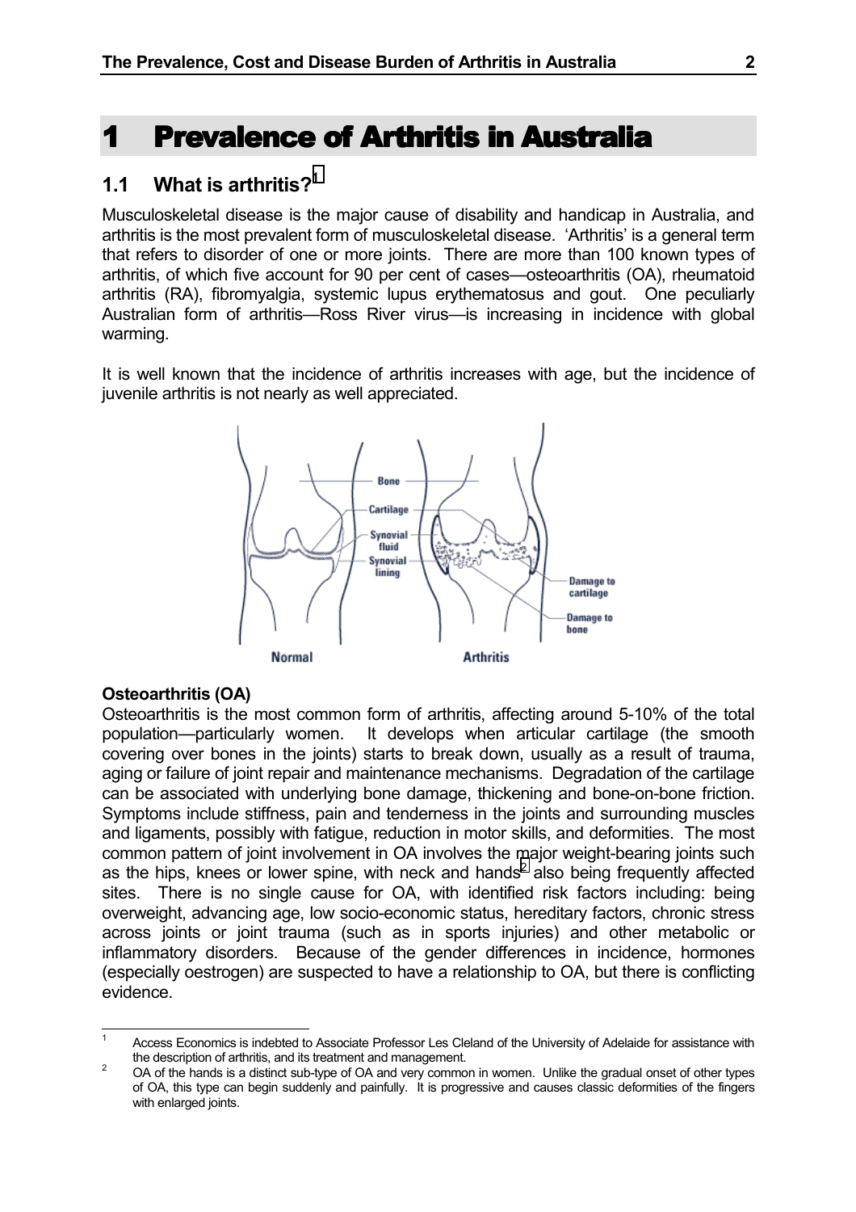# 1 Prevalence of Arthritis in Australia

## 1.1 What is arthritis?[1]

Musculoskeletal disease is the major cause of disability and handicap in Australia, and arthritis is the most prevalent form of musculoskeletal disease. 'Arthritis' is a general term that refers to disorder of one or more joints. There are more than 100 known types of arthritis, of which five account for 90 per cent of cases—osteoarthritis (OA), rheumatoid arthritis (RA), fibromyalgia, systemic lupus erythematosus and gout. One peculiarly Australian form of arthritis—Ross River virus—is increasing in incidence with global warming.

It is well known that the incidence of arthritis increases with age, but the incidence of juvenile arthritis is not nearly as well appreciated.

**Osteoarthritis (OA)**

Osteoarthritis is the most common form of arthritis, affecting around 5-10% of the total population—particularly women. It develops when articular cartilage (the smooth covering over bones in the joints) starts to break down, usually as a result of trauma, aging or failure of joint repair and maintenance mechanisms. Degradation of the cartilage can be associated with underlying bone damage, thickening and bone-on-bone friction. Symptoms include stiffness, pain and tenderness in the joints and surrounding muscles and ligaments, possibly with fatigue, reduction in motor skills, and deformities. The most common pattern of joint involvement in OA involves the major weight-bearing joints such as the hips, knees or lower spine, with neck and hands[2] also being frequently affected sites. There is no single cause for OA, with identified risk factors including: being overweight, advancing age, low socio-economic status, hereditary factors, chronic stress across joints or joint trauma (such as in sports injuries) and other metabolic or inflammatory disorders. Because of the gender differences in incidence, hormones (especially oestrogen) are suspected to have a relationship to OA, but there is conflicting evidence.

---

[1] Access Economics is indebted to Associate Professor Les Cleland of the University of Adelaide for assistance with the description of arthritis, and its treatment and management.

[2] OA of the hands is a distinct sub-type of OA and very common in women. Unlike the gradual onset of other types of OA, this type can begin suddenly and painfully. It is progressive and causes classic deformities of the fingers with enlarged joints.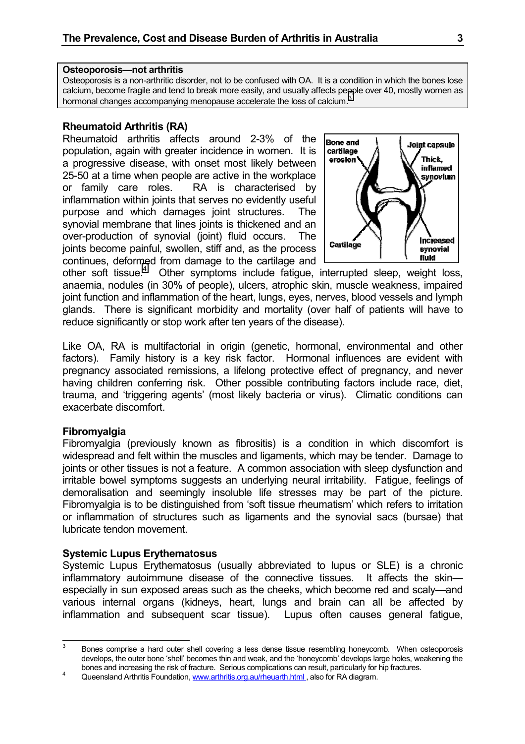**Osteoporosis—not arthritis**

Osteoporosis is a non-arthritic disorder, not to be confused with OA. It is a condition in which the bones lose calcium, become fragile and tend to break more easily, and usually affects people over 40, mostly women as hormonal changes accompanying menopause accelerate the loss of calcium.[3]

### Rheumatoid Arthritis (RA)

Rheumatoid arthritis affects around 2-3% of the population, again with greater incidence in women. It is a progressive disease, with onset most likely between 25-50 at a time when people are active in the workplace or family care roles. RA is characterised by inflammation within joints that serves no evidently useful purpose and which damages joint structures. The synovial membrane that lines joints is thickened and an over-production of synovial (joint) fluid occurs. The joints become painful, swollen, stiff and, as the process continues, deformed from damage to the cartilage and other soft tissue.[4] Other symptoms include fatigue, interrupted sleep, weight loss, anaemia, nodules (in 30% of people), ulcers, atrophic skin, muscle weakness, impaired joint function and inflammation of the heart, lungs, eyes, nerves, blood vessels and lymph glands. There is significant morbidity and mortality (over half of patients will have to reduce significantly or stop work after ten years of the disease).

Bone and cartilage erosion | Joint capsule | Thick, inflamed synovium | Cartilage | Increased synovial fluid

Like OA, RA is multifactorial in origin (genetic, hormonal, environmental and other factors). Family history is a key risk factor. Hormonal influences are evident with pregnancy associated remissions, a lifelong protective effect of pregnancy, and never having children conferring risk. Other possible contributing factors include race, diet, trauma, and 'triggering agents' (most likely bacteria or virus). Climatic conditions can exacerbate discomfort.

### Fibromyalgia

Fibromyalgia (previously known as fibrositis) is a condition in which discomfort is widespread and felt within the muscles and ligaments, which may be tender. Damage to joints or other tissues is not a feature. A common association with sleep dysfunction and irritable bowel symptoms suggests an underlying neural irritability. Fatigue, feelings of demoralisation and seemingly insoluble life stresses may be part of the picture. Fibromyalgia is to be distinguished from 'soft tissue rheumatism' which refers to irritation or inflammation of structures such as ligaments and the synovial sacs (bursae) that lubricate tendon movement.

### Systemic Lupus Erythematosus

Systemic Lupus Erythematosus (usually abbreviated to lupus or SLE) is a chronic inflammatory autoimmune disease of the connective tissues. It affects the skin—especially in sun exposed areas such as the cheeks, which become red and scaly—and various internal organs (kidneys, heart, lungs and brain can all be affected by inflammation and subsequent scar tissue). Lupus often causes general fatigue,

---

[3] Bones comprise a hard outer shell covering a less dense tissue resembling honeycomb. When osteoporosis develops, the outer bone 'shell' becomes thin and weak, and the 'honeycomb' develops large holes, weakening the bones and increasing the risk of fracture. Serious complications can result, particularly for hip fractures.

[4] Queensland Arthritis Foundation, www.arthritis.org.au/rheuarth.html , also for RA diagram.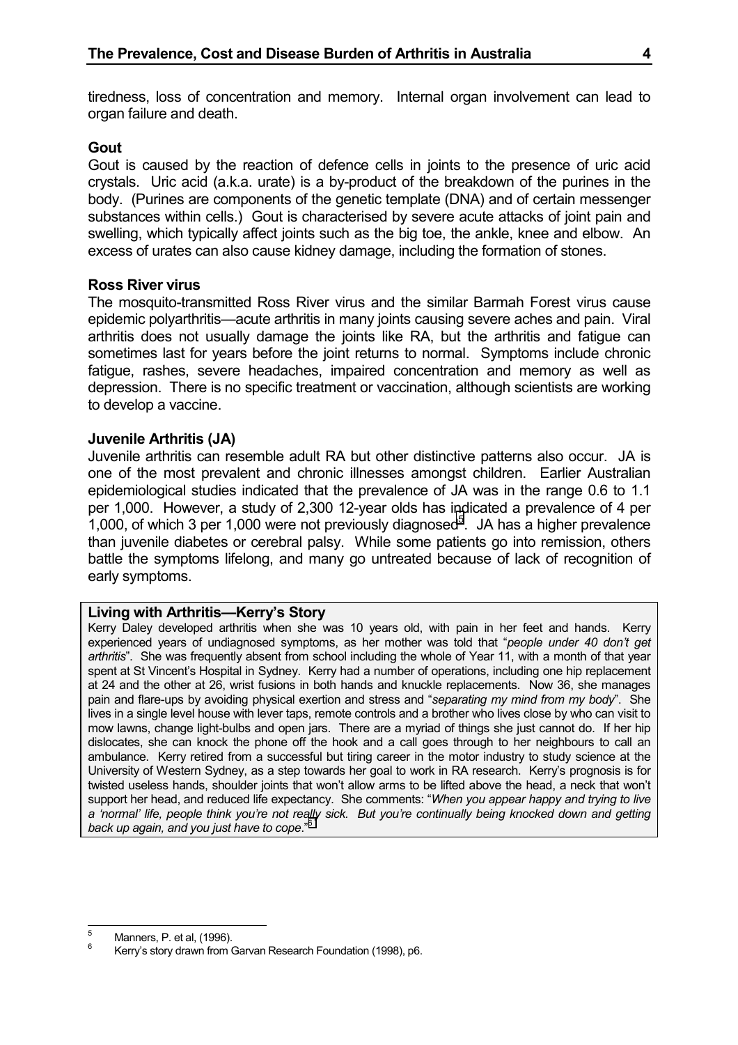tiredness, loss of concentration and memory. Internal organ involvement can lead to organ failure and death.

### Gout

Gout is caused by the reaction of defence cells in joints to the presence of uric acid crystals. Uric acid (a.k.a. urate) is a by-product of the breakdown of the purines in the body. (Purines are components of the genetic template (DNA) and of certain messenger substances within cells.) Gout is characterised by severe acute attacks of joint pain and swelling, which typically affect joints such as the big toe, the ankle, knee and elbow. An excess of urates can also cause kidney damage, including the formation of stones.

### Ross River virus

The mosquito-transmitted Ross River virus and the similar Barmah Forest virus cause epidemic polyarthritis—acute arthritis in many joints causing severe aches and pain. Viral arthritis does not usually damage the joints like RA, but the arthritis and fatigue can sometimes last for years before the joint returns to normal. Symptoms include chronic fatigue, rashes, severe headaches, impaired concentration and memory as well as depression. There is no specific treatment or vaccination, although scientists are working to develop a vaccine.

### Juvenile Arthritis (JA)

Juvenile arthritis can resemble adult RA but other distinctive patterns also occur. JA is one of the most prevalent and chronic illnesses amongst children. Earlier Australian epidemiological studies indicated that the prevalence of JA was in the range 0.6 to 1.1 per 1,000. However, a study of 2,300 12-year olds has indicated a prevalence of 4 per 1,000, of which 3 per 1,000 were not previously diagnosed[5]. JA has a higher prevalence than juvenile diabetes or cerebral palsy. While some patients go into remission, others battle the symptoms lifelong, and many go untreated because of lack of recognition of early symptoms.

> **Living with Arthritis—Kerry's Story**
>
> Kerry Daley developed arthritis when she was 10 years old, with pain in her feet and hands. Kerry experienced years of undiagnosed symptoms, as her mother was told that "*people under 40 don't get arthritis*". She was frequently absent from school including the whole of Year 11, with a month of that year spent at St Vincent's Hospital in Sydney. Kerry had a number of operations, including one hip replacement at 24 and the other at 26, wrist fusions in both hands and knuckle replacements. Now 36, she manages pain and flare-ups by avoiding physical exertion and stress and "*separating my mind from my body*". She lives in a single level house with lever taps, remote controls and a brother who lives close by who can visit to mow lawns, change light-bulbs and open jars. There are a myriad of things she just cannot do. If her hip dislocates, she can knock the phone off the hook and a call goes through to her neighbours to call an ambulance. Kerry retired from a successful but tiring career in the motor industry to study science at the University of Western Sydney, as a step towards her goal to work in RA research. Kerry's prognosis is for twisted useless hands, shoulder joints that won't allow arms to be lifted above the head, a neck that won't support her head, and reduced life expectancy. She comments: "*When you appear happy and trying to live a 'normal' life, people think you're not really sick. But you're continually being knocked down and getting back up again, and you just have to cope*."[6]

---

[5] Manners, P. et al, (1996).

[6] Kerry's story drawn from Garvan Research Foundation (1998), p6.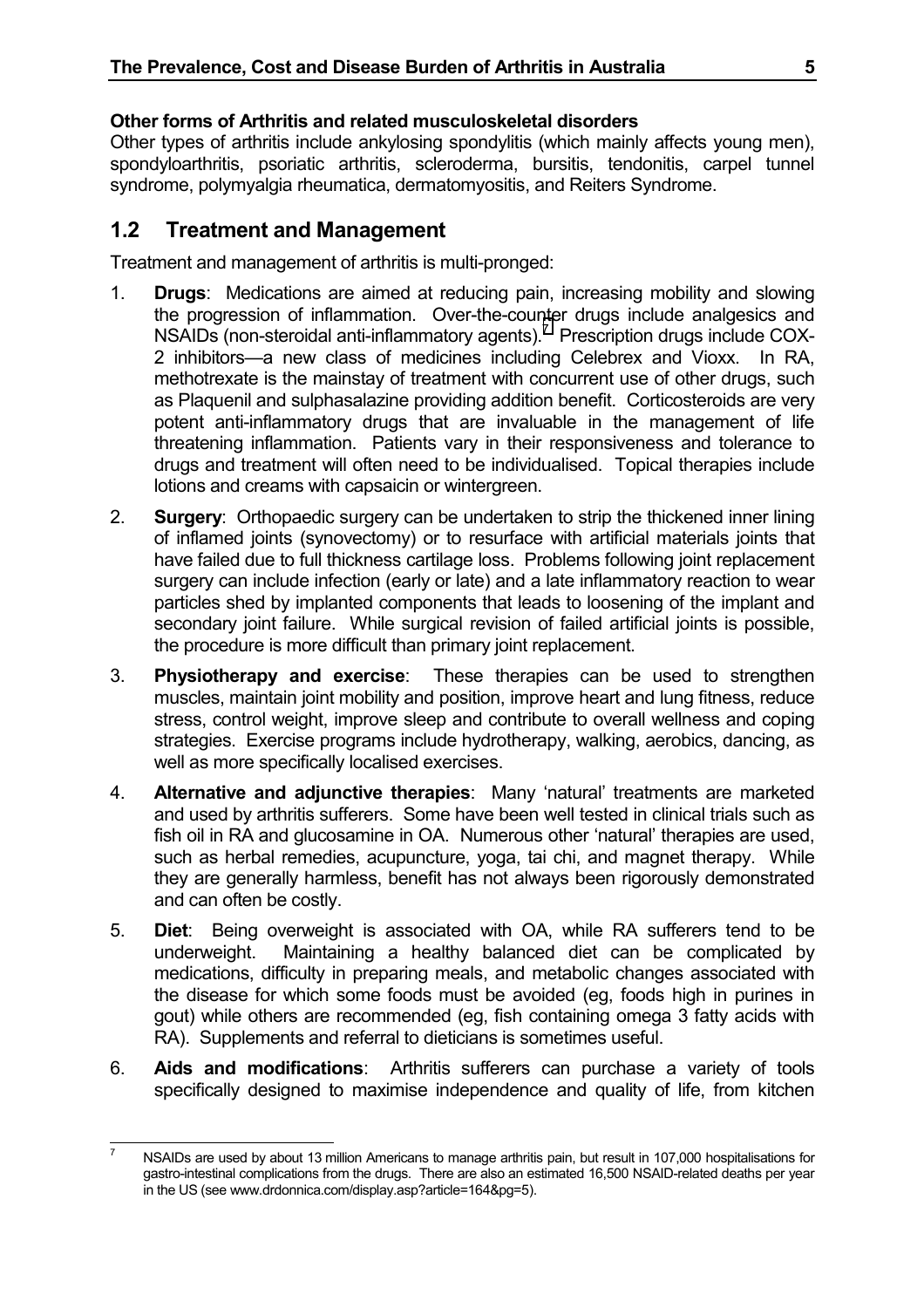**Other forms of Arthritis and related musculoskeletal disorders**

Other types of arthritis include ankylosing spondylitis (which mainly affects young men), spondyloarthritis, psoriatic arthritis, scleroderma, bursitis, tendonitis, carpel tunnel syndrome, polymyalgia rheumatica, dermatomyositis, and Reiters Syndrome.

## 1.2 Treatment and Management

Treatment and management of arthritis is multi-pronged:

1. **Drugs**: Medications are aimed at reducing pain, increasing mobility and slowing the progression of inflammation. Over-the-counter drugs include analgesics and NSAIDs (non-steroidal anti-inflammatory agents).[7] Prescription drugs include COX-2 inhibitors—a new class of medicines including Celebrex and Vioxx. In RA, methotrexate is the mainstay of treatment with concurrent use of other drugs, such as Plaquenil and sulphasalazine providing addition benefit. Corticosteroids are very potent anti-inflammatory drugs that are invaluable in the management of life threatening inflammation. Patients vary in their responsiveness and tolerance to drugs and treatment will often need to be individualised. Topical therapies include lotions and creams with capsaicin or wintergreen.

2. **Surgery**: Orthopaedic surgery can be undertaken to strip the thickened inner lining of inflamed joints (synovectomy) or to resurface with artificial materials joints that have failed due to full thickness cartilage loss. Problems following joint replacement surgery can include infection (early or late) and a late inflammatory reaction to wear particles shed by implanted components that leads to loosening of the implant and secondary joint failure. While surgical revision of failed artificial joints is possible, the procedure is more difficult than primary joint replacement.

3. **Physiotherapy and exercise**: These therapies can be used to strengthen muscles, maintain joint mobility and position, improve heart and lung fitness, reduce stress, control weight, improve sleep and contribute to overall wellness and coping strategies. Exercise programs include hydrotherapy, walking, aerobics, dancing, as well as more specifically localised exercises.

4. **Alternative and adjunctive therapies**: Many 'natural' treatments are marketed and used by arthritis sufferers. Some have been well tested in clinical trials such as fish oil in RA and glucosamine in OA. Numerous other 'natural' therapies are used, such as herbal remedies, acupuncture, yoga, tai chi, and magnet therapy. While they are generally harmless, benefit has not always been rigorously demonstrated and can often be costly.

5. **Diet**: Being overweight is associated with OA, while RA sufferers tend to be underweight. Maintaining a healthy balanced diet can be complicated by medications, difficulty in preparing meals, and metabolic changes associated with the disease for which some foods must be avoided (eg, foods high in purines in gout) while others are recommended (eg, fish containing omega 3 fatty acids with RA). Supplements and referral to dieticians is sometimes useful.

6. **Aids and modifications**: Arthritis sufferers can purchase a variety of tools specifically designed to maximise independence and quality of life, from kitchen

---

[7] NSAIDs are used by about 13 million Americans to manage arthritis pain, but result in 107,000 hospitalisations for gastro-intestinal complications from the drugs. There are also an estimated 16,500 NSAID-related deaths per year in the US (see www.drdonnica.com/display.asp?article=164&pg=5).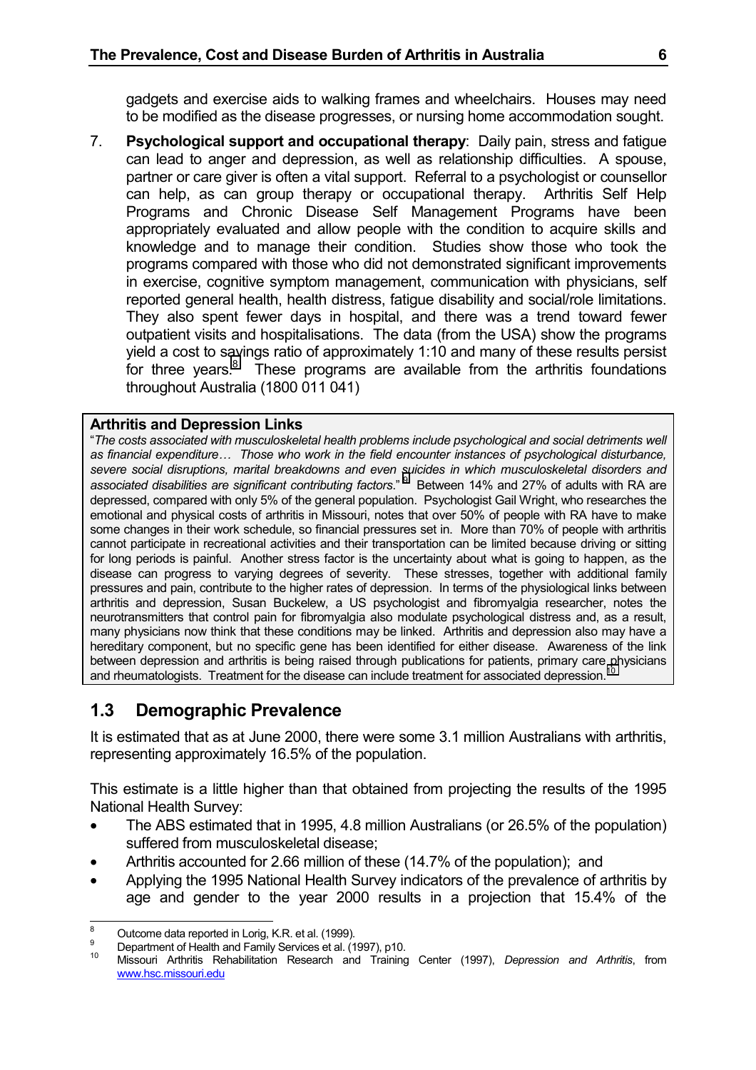gadgets and exercise aids to walking frames and wheelchairs. Houses may need to be modified as the disease progresses, or nursing home accommodation sought.

7. **Psychological support and occupational therapy**: Daily pain, stress and fatigue can lead to anger and depression, as well as relationship difficulties. A spouse, partner or care giver is often a vital support. Referral to a psychologist or counsellor can help, as can group therapy or occupational therapy. Arthritis Self Help Programs and Chronic Disease Self Management Programs have been appropriately evaluated and allow people with the condition to acquire skills and knowledge and to manage their condition. Studies show those who took the programs compared with those who did not demonstrated significant improvements in exercise, cognitive symptom management, communication with physicians, self reported general health, health distress, fatigue disability and social/role limitations. They also spent fewer days in hospital, and there was a trend toward fewer outpatient visits and hospitalisations. The data (from the USA) show the programs yield a cost to savings ratio of approximately 1:10 and many of these results persist for three years.[8] These programs are available from the arthritis foundations throughout Australia (1800 011 041)

**Arthritis and Depression Links**

"*The costs associated with musculoskeletal health problems include psychological and social detriments well as financial expenditure… Those who work in the field encounter instances of psychological disturbance, severe social disruptions, marital breakdowns and even suicides in which musculoskeletal disorders and associated disabilities are significant contributing factors*."[9] Between 14% and 27% of adults with RA are depressed, compared with only 5% of the general population. Psychologist Gail Wright, who researches the emotional and physical costs of arthritis in Missouri, notes that over 50% of people with RA have to make some changes in their work schedule, so financial pressures set in. More than 70% of people with arthritis cannot participate in recreational activities and their transportation can be limited because driving or sitting for long periods is painful. Another stress factor is the uncertainty about what is going to happen, as the disease can progress to varying degrees of severity. These stresses, together with additional family pressures and pain, contribute to the higher rates of depression. In terms of the physiological links between arthritis and depression, Susan Buckelew, a US psychologist and fibromyalgia researcher, notes the neurotransmitters that control pain for fibromyalgia also modulate psychological distress and, as a result, many physicians now think that these conditions may be linked. Arthritis and depression also may have a hereditary component, but no specific gene has been identified for either disease. Awareness of the link between depression and arthritis is being raised through publications for patients, primary care physicians and rheumatologists. Treatment for the disease can include treatment for associated depression.[10]

## 1.3 Demographic Prevalence

It is estimated that as at June 2000, there were some 3.1 million Australians with arthritis, representing approximately 16.5% of the population.

This estimate is a little higher than that obtained from projecting the results of the 1995 National Health Survey:

- The ABS estimated that in 1995, 4.8 million Australians (or 26.5% of the population) suffered from musculoskeletal disease;
- Arthritis accounted for 2.66 million of these (14.7% of the population); and
- Applying the 1995 National Health Survey indicators of the prevalence of arthritis by age and gender to the year 2000 results in a projection that 15.4% of the

---

[8] Outcome data reported in Lorig, K.R. et al. (1999).

[9] Department of Health and Family Services et al. (1997), p10.

[10] Missouri Arthritis Rehabilitation Research and Training Center (1997), *Depression and Arthritis*, from www.hsc.missouri.edu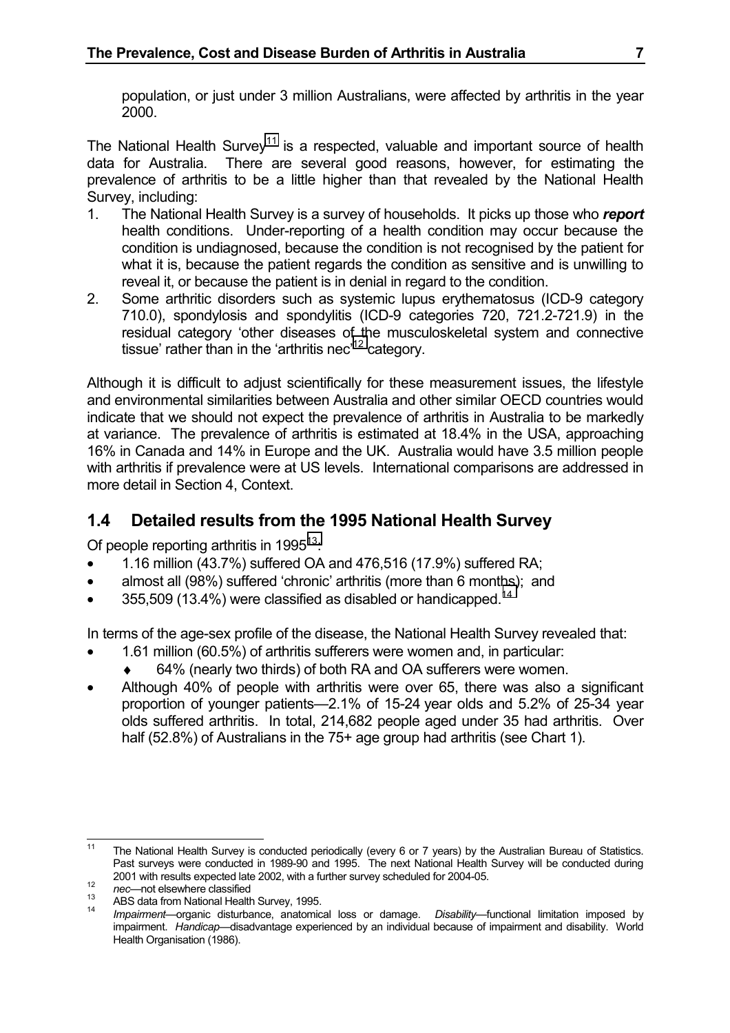population, or just under 3 million Australians, were affected by arthritis in the year 2000.

The National Health Survey[11] is a respected, valuable and important source of health data for Australia. There are several good reasons, however, for estimating the prevalence of arthritis to be a little higher than that revealed by the National Health Survey, including:

1. The National Health Survey is a survey of households. It picks up those who ***report*** health conditions. Under-reporting of a health condition may occur because the condition is undiagnosed, because the condition is not recognised by the patient for what it is, because the patient regards the condition as sensitive and is unwilling to reveal it, or because the patient is in denial in regard to the condition.
2. Some arthritic disorders such as systemic lupus erythematosus (ICD-9 category 710.0), spondylosis and spondylitis (ICD-9 categories 720, 721.2-721.9) in the residual category 'other diseases of the musculoskeletal system and connective tissue' rather than in the 'arthritis nec'[12] category.

Although it is difficult to adjust scientifically for these measurement issues, the lifestyle and environmental similarities between Australia and other similar OECD countries would indicate that we should not expect the prevalence of arthritis in Australia to be markedly at variance. The prevalence of arthritis is estimated at 18.4% in the USA, approaching 16% in Canada and 14% in Europe and the UK. Australia would have 3.5 million people with arthritis if prevalence were at US levels. International comparisons are addressed in more detail in Section 4, Context.

## 1.4 Detailed results from the 1995 National Health Survey

Of people reporting arthritis in 1995[13]:

- 1.16 million (43.7%) suffered OA and 476,516 (17.9%) suffered RA;
- almost all (98%) suffered 'chronic' arthritis (more than 6 months); and
- 355,509 (13.4%) were classified as disabled or handicapped.[14]

In terms of the age-sex profile of the disease, the National Health Survey revealed that:

- 1.61 million (60.5%) of arthritis sufferers were women and, in particular:
  - 64% (nearly two thirds) of both RA and OA sufferers were women.
- Although 40% of people with arthritis were over 65, there was also a significant proportion of younger patients—2.1% of 15-24 year olds and 5.2% of 25-34 year olds suffered arthritis. In total, 214,682 people aged under 35 had arthritis. Over half (52.8%) of Australians in the 75+ age group had arthritis (see Chart 1).

---

[11] The National Health Survey is conducted periodically (every 6 or 7 years) by the Australian Bureau of Statistics. Past surveys were conducted in 1989-90 and 1995. The next National Health Survey will be conducted during 2001 with results expected late 2002, with a further survey scheduled for 2004-05.

[12] *nec*—not elsewhere classified

[13] ABS data from National Health Survey, 1995.

[14] *Impairment*—organic disturbance, anatomical loss or damage. *Disability*—functional limitation imposed by impairment. *Handicap*—disadvantage experienced by an individual because of impairment and disability. World Health Organisation (1986).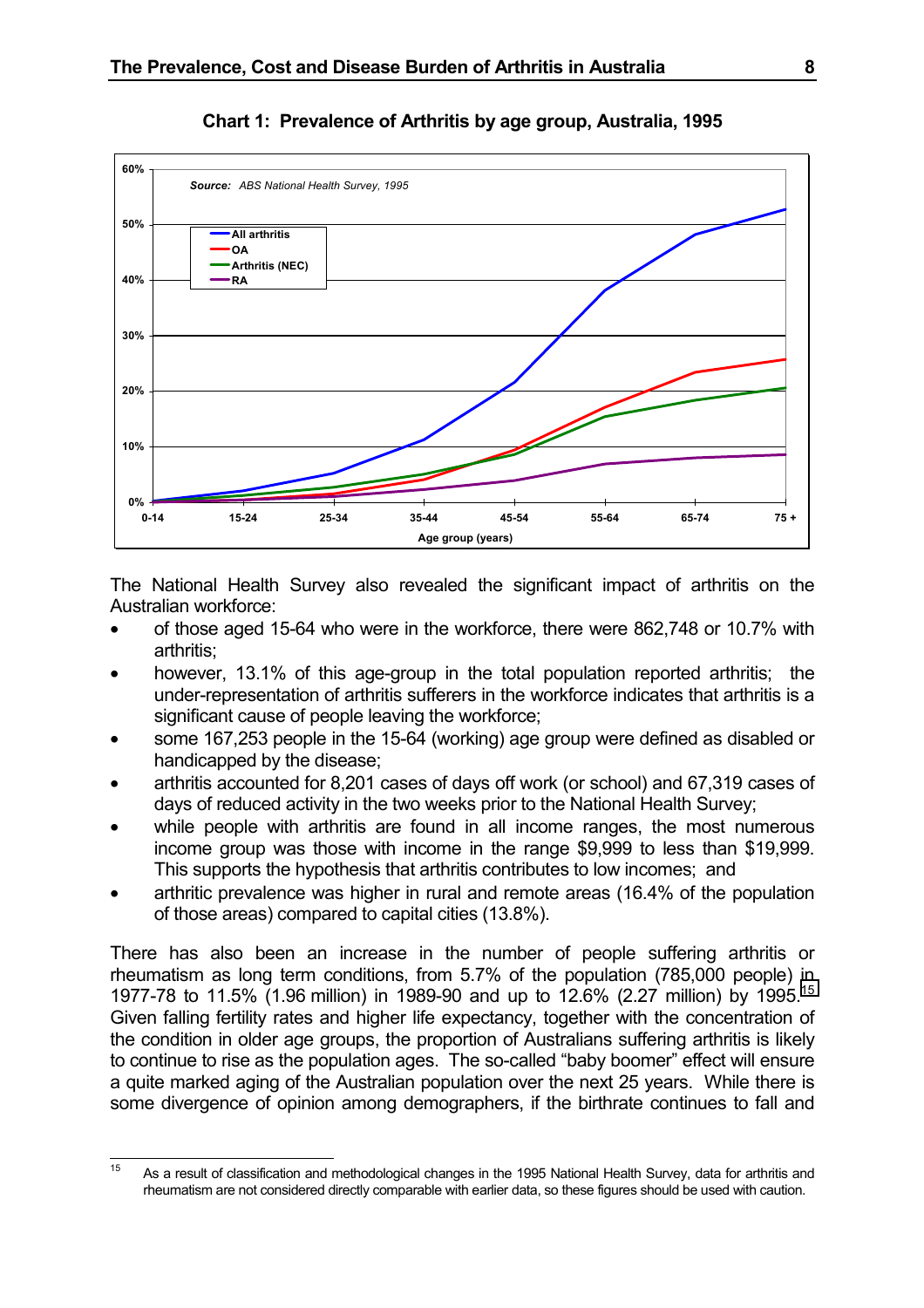**Chart 1: Prevalence of Arthritis by age group, Australia, 1995**

*Source: ABS National Health Survey, 1995*

The National Health Survey also revealed the significant impact of arthritis on the Australian workforce:

- of those aged 15-64 who were in the workforce, there were 862,748 or 10.7% with arthritis;
- however, 13.1% of this age-group in the total population reported arthritis; the under-representation of arthritis sufferers in the workforce indicates that arthritis is a significant cause of people leaving the workforce;
- some 167,253 people in the 15-64 (working) age group were defined as disabled or handicapped by the disease;
- arthritis accounted for 8,201 cases of days off work (or school) and 67,319 cases of days of reduced activity in the two weeks prior to the National Health Survey;
- while people with arthritis are found in all income ranges, the most numerous income group was those with income in the range $9,999 to less than $19,999. This supports the hypothesis that arthritis contributes to low incomes; and
- arthritic prevalence was higher in rural and remote areas (16.4% of the population of those areas) compared to capital cities (13.8%).

There has also been an increase in the number of people suffering arthritis or rheumatism as long term conditions, from 5.7% of the population (785,000 people) in 1977-78 to 11.5% (1.96 million) in 1989-90 and up to 12.6% (2.27 million) by 1995.[15] Given falling fertility rates and higher life expectancy, together with the concentration of the condition in older age groups, the proportion of Australians suffering arthritis is likely to continue to rise as the population ages. The so-called "baby boomer" effect will ensure a quite marked aging of the Australian population over the next 25 years. While there is some divergence of opinion among demographers, if the birthrate continues to fall and

---

[15] As a result of classification and methodological changes in the 1995 National Health Survey, data for arthritis and rheumatism are not considered directly comparable with earlier data, so these figures should be used with caution.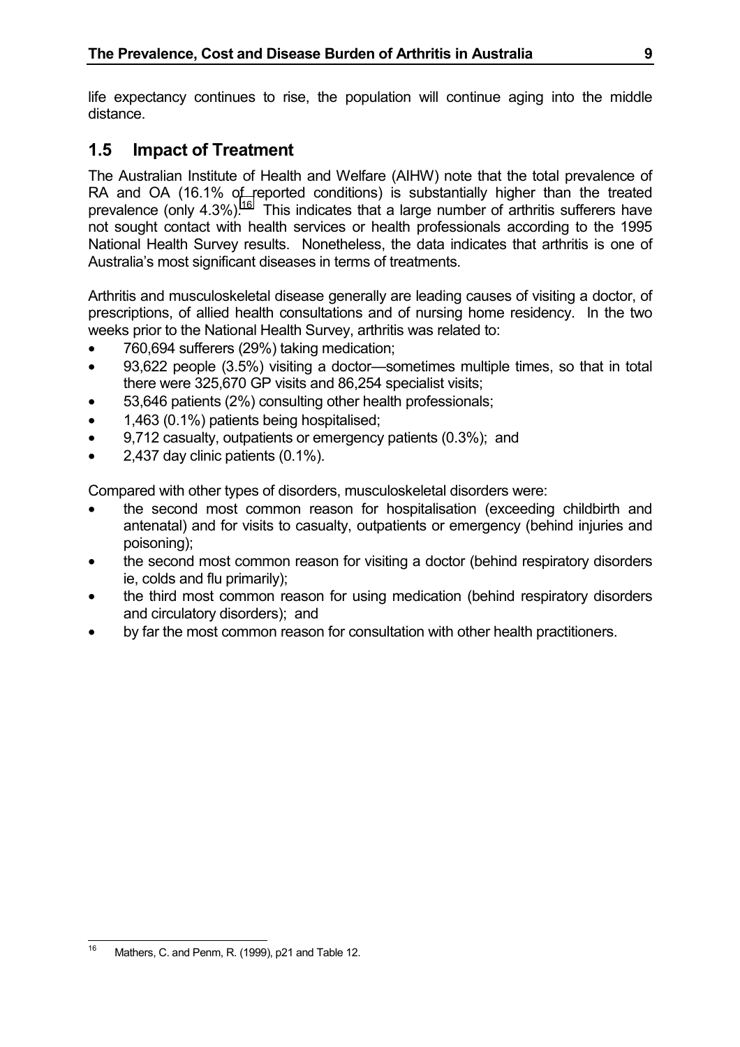life expectancy continues to rise, the population will continue aging into the middle distance.

## 1.5 Impact of Treatment

The Australian Institute of Health and Welfare (AIHW) note that the total prevalence of RA and OA (16.1% of reported conditions) is substantially higher than the treated prevalence (only 4.3%).[16] This indicates that a large number of arthritis sufferers have not sought contact with health services or health professionals according to the 1995 National Health Survey results. Nonetheless, the data indicates that arthritis is one of Australia's most significant diseases in terms of treatments.

Arthritis and musculoskeletal disease generally are leading causes of visiting a doctor, of prescriptions, of allied health consultations and of nursing home residency. In the two weeks prior to the National Health Survey, arthritis was related to:

- 760,694 sufferers (29%) taking medication;
- 93,622 people (3.5%) visiting a doctor—sometimes multiple times, so that in total there were 325,670 GP visits and 86,254 specialist visits;
- 53,646 patients (2%) consulting other health professionals;
- 1,463 (0.1%) patients being hospitalised;
- 9,712 casualty, outpatients or emergency patients (0.3%); and
- 2,437 day clinic patients (0.1%).

Compared with other types of disorders, musculoskeletal disorders were:

- the second most common reason for hospitalisation (exceeding childbirth and antenatal) and for visits to casualty, outpatients or emergency (behind injuries and poisoning);
- the second most common reason for visiting a doctor (behind respiratory disorders ie, colds and flu primarily);
- the third most common reason for using medication (behind respiratory disorders and circulatory disorders); and
- by far the most common reason for consultation with other health practitioners.

---

[16] Mathers, C. and Penm, R. (1999), p21 and Table 12.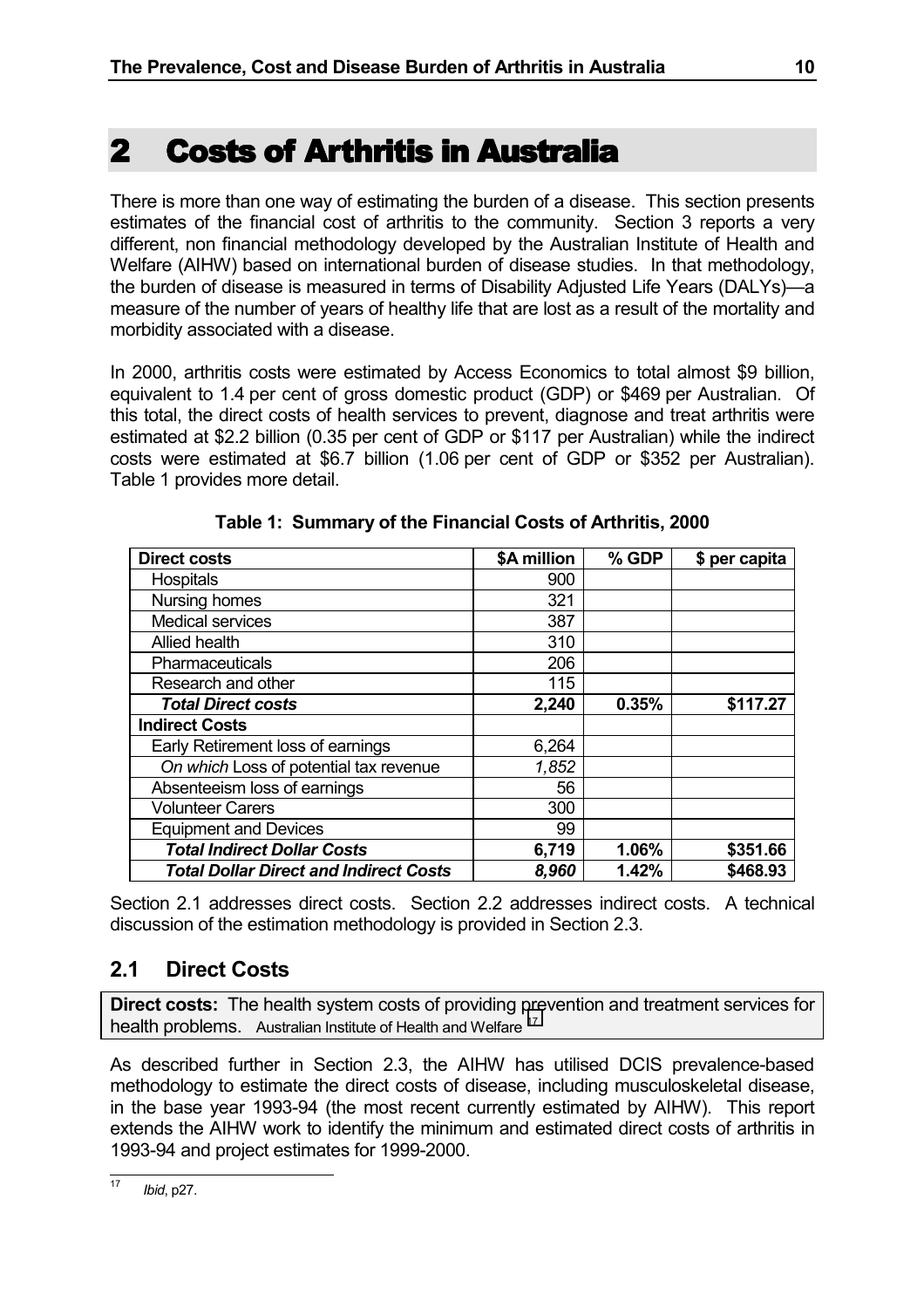# 2 Costs of Arthritis in Australia

There is more than one way of estimating the burden of a disease. This section presents estimates of the financial cost of arthritis to the community. Section 3 reports a very different, non financial methodology developed by the Australian Institute of Health and Welfare (AIHW) based on international burden of disease studies. In that methodology, the burden of disease is measured in terms of Disability Adjusted Life Years (DALYs)—a measure of the number of years of healthy life that are lost as a result of the mortality and morbidity associated with a disease.

In 2000, arthritis costs were estimated by Access Economics to total almost $9 billion, equivalent to 1.4 per cent of gross domestic product (GDP) or $469 per Australian. Of this total, the direct costs of health services to prevent, diagnose and treat arthritis were estimated at $2.2 billion (0.35 per cent of GDP or $117 per Australian) while the indirect costs were estimated at $6.7 billion (1.06 per cent of GDP or $352 per Australian). Table 1 provides more detail.

**Table 1: Summary of the Financial Costs of Arthritis, 2000**

| Direct costs | \$A million | % GDP | \$ per capita |
|---|---|---|---|
| Hospitals | 900 | | |
| Nursing homes | 321 | | |
| Medical services | 387 | | |
| Allied health | 310 | | |
| Pharmaceuticals | 206 | | |
| Research and other | 115 | | |
| ***Total Direct costs*** | **2,240** | **0.35%** | **\$117.27** |
| **Indirect Costs** | | | |
| Early Retirement loss of earnings | 6,264 | | |
| *On which* Loss of potential tax revenue | *1,852* | | |
| Absenteeism loss of earnings | 56 | | |
| Volunteer Carers | 300 | | |
| Equipment and Devices | 99 | | |
| ***Total Indirect Dollar Costs*** | **6,719** | **1.06%** | **\$351.66** |
| ***Total Dollar Direct and Indirect Costs*** | ***8,960*** | **1.42%** | **\$468.93** |

Section 2.1 addresses direct costs. Section 2.2 addresses indirect costs. A technical discussion of the estimation methodology is provided in Section 2.3.

## 2.1 Direct Costs

**Direct costs:** The health system costs of providing prevention and treatment services for health problems. Australian Institute of Health and Welfare [17]

As described further in Section 2.3, the AIHW has utilised DCIS prevalence-based methodology to estimate the direct costs of disease, including musculoskeletal disease, in the base year 1993-94 (the most recent currently estimated by AIHW). This report extends the AIHW work to identify the minimum and estimated direct costs of arthritis in 1993-94 and project estimates for 1999-2000.

[17] *Ibid*, p27.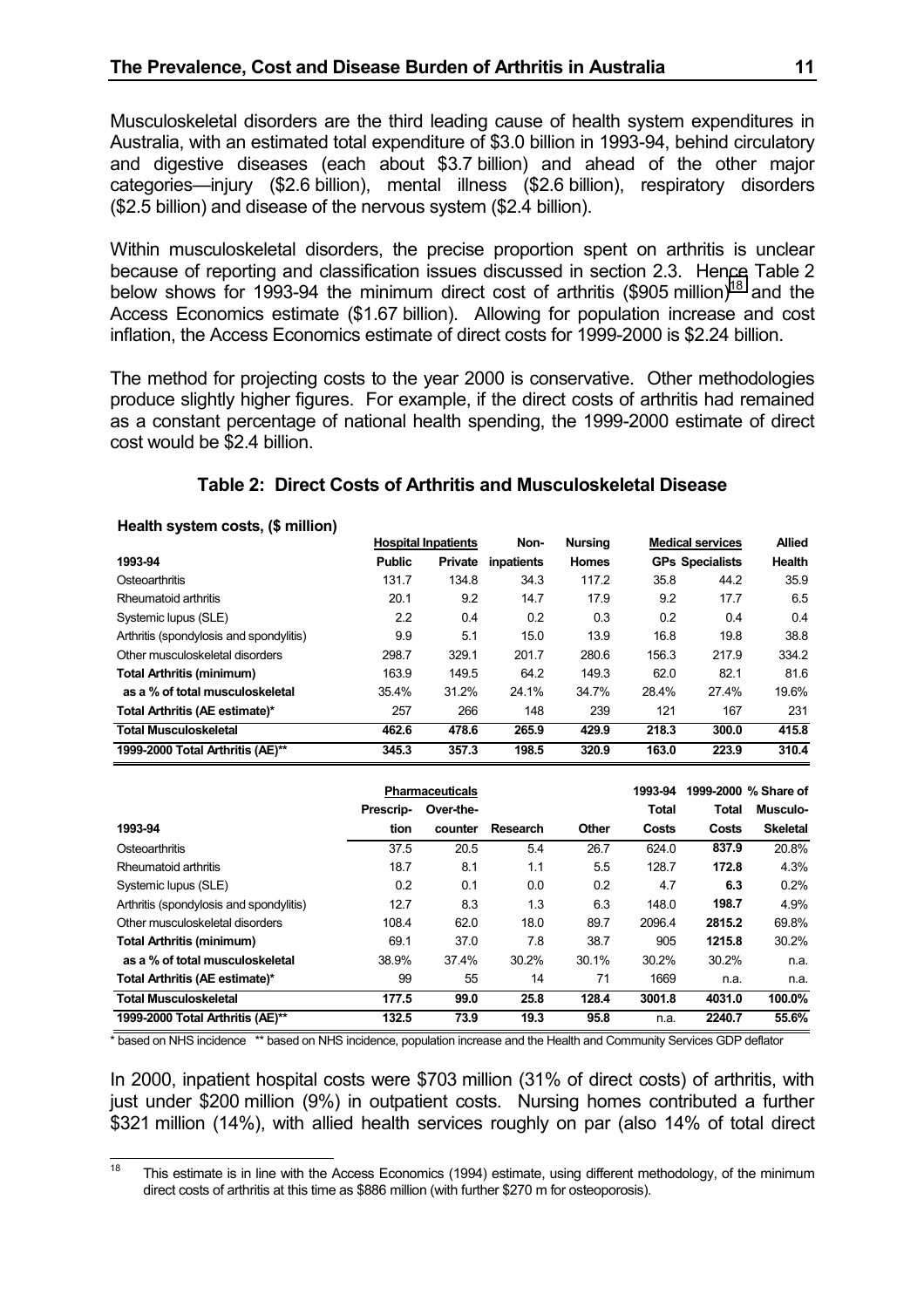Musculoskeletal disorders are the third leading cause of health system expenditures in Australia, with an estimated total expenditure of $3.0 billion in 1993-94, behind circulatory and digestive diseases (each about $3.7 billion) and ahead of the other major categories—injury ($2.6 billion), mental illness ($2.6 billion), respiratory disorders ($2.5 billion) and disease of the nervous system ($2.4 billion).

Within musculoskeletal disorders, the precise proportion spent on arthritis is unclear because of reporting and classification issues discussed in section 2.3. Hence Table 2 below shows for 1993-94 the minimum direct cost of arthritis ($905 million)[18] and the Access Economics estimate ($1.67 billion). Allowing for population increase and cost inflation, the Access Economics estimate of direct costs for 1999-2000 is $2.24 billion.

The method for projecting costs to the year 2000 is conservative. Other methodologies produce slightly higher figures. For example, if the direct costs of arthritis had remained as a constant percentage of national health spending, the 1999-2000 estimate of direct cost would be $2.4 billion.

### Table 2: Direct Costs of Arthritis and Musculoskeletal Disease

**Health system costs, ($ million)**

| | Hospital Inpatients | | Non- | Nursing | Medical services | | Allied |
|---|---|---|---|---|---|---|---|
| **1993-94** | **Public** | **Private** | **inpatients** | **Homes** | **GPs** | **Specialists** | **Health** |
| Osteoarthritis | 131.7 | 134.8 | 34.3 | 117.2 | 35.8 | 44.2 | 35.9 |
| Rheumatoid arthritis | 20.1 | 9.2 | 14.7 | 17.9 | 9.2 | 17.7 | 6.5 |
| Systemic lupus (SLE) | 2.2 | 0.4 | 0.2 | 0.3 | 0.2 | 0.4 | 0.4 |
| Arthritis (spondylosis and spondylitis) | 9.9 | 5.1 | 15.0 | 13.9 | 16.8 | 19.8 | 38.8 |
| Other musculoskeletal disorders | 298.7 | 329.1 | 201.7 | 280.6 | 156.3 | 217.9 | 334.2 |
| **Total Arthritis (minimum)** | 163.9 | 149.5 | 64.2 | 149.3 | 62.0 | 82.1 | 81.6 |
| **as a % of total musculoskeletal** | 35.4% | 31.2% | 24.1% | 34.7% | 28.4% | 27.4% | 19.6% |
| **Total Arthritis (AE estimate)*** | 257 | 266 | 148 | 239 | 121 | 167 | 231 |
| **Total Musculoskeletal** | **462.6** | **478.6** | **265.9** | **429.9** | **218.3** | **300.0** | **415.8** |
| **1999-2000 Total Arthritis (AE)**** | **345.3** | **357.3** | **198.5** | **320.9** | **163.0** | **223.9** | **310.4** |

| | Pharmaceuticals | | | | 1993-94 | 1999-2000 | % Share of |
|---|---|---|---|---|---|---|---|
| **1993-94** | **Prescription** | **Over-the-counter** | **Research** | **Other** | **Total Costs** | **Total Costs** | **Musculo-Skeletal** |
| Osteoarthritis | 37.5 | 20.5 | 5.4 | 26.7 | 624.0 | **837.9** | 20.8% |
| Rheumatoid arthritis | 18.7 | 8.1 | 1.1 | 5.5 | 128.7 | **172.8** | 4.3% |
| Systemic lupus (SLE) | 0.2 | 0.1 | 0.0 | 0.2 | 4.7 | **6.3** | 0.2% |
| Arthritis (spondylosis and spondylitis) | 12.7 | 8.3 | 1.3 | 6.3 | 148.0 | **198.7** | 4.9% |
| Other musculoskeletal disorders | 108.4 | 62.0 | 18.0 | 89.7 | 2096.4 | **2815.2** | 69.8% |
| **Total Arthritis (minimum)** | 69.1 | 37.0 | 7.8 | 38.7 | 905 | **1215.8** | 30.2% |
| **as a % of total musculoskeletal** | 38.9% | 37.4% | 30.2% | 30.1% | 30.2% | 30.2% | n.a. |
| **Total Arthritis (AE estimate)*** | 99 | 55 | 14 | 71 | 1669 | n.a. | n.a. |
| **Total Musculoskeletal** | **177.5** | **99.0** | **25.8** | **128.4** | **3001.8** | **4031.0** | **100.0%** |
| **1999-2000 Total Arthritis (AE)**** | **132.5** | **73.9** | **19.3** | **95.8** | **n.a.** | **2240.7** | **55.6%** |

\* based on NHS incidence ** based on NHS incidence, population increase and the Health and Community Services GDP deflator

In 2000, inpatient hospital costs were $703 million (31% of direct costs) of arthritis, with just under $200 million (9%) in outpatient costs. Nursing homes contributed a further $321 million (14%), with allied health services roughly on par (also 14% of total direct

[18] This estimate is in line with the Access Economics (1994) estimate, using different methodology, of the minimum direct costs of arthritis at this time as $886 million (with further $270 m for osteoporosis).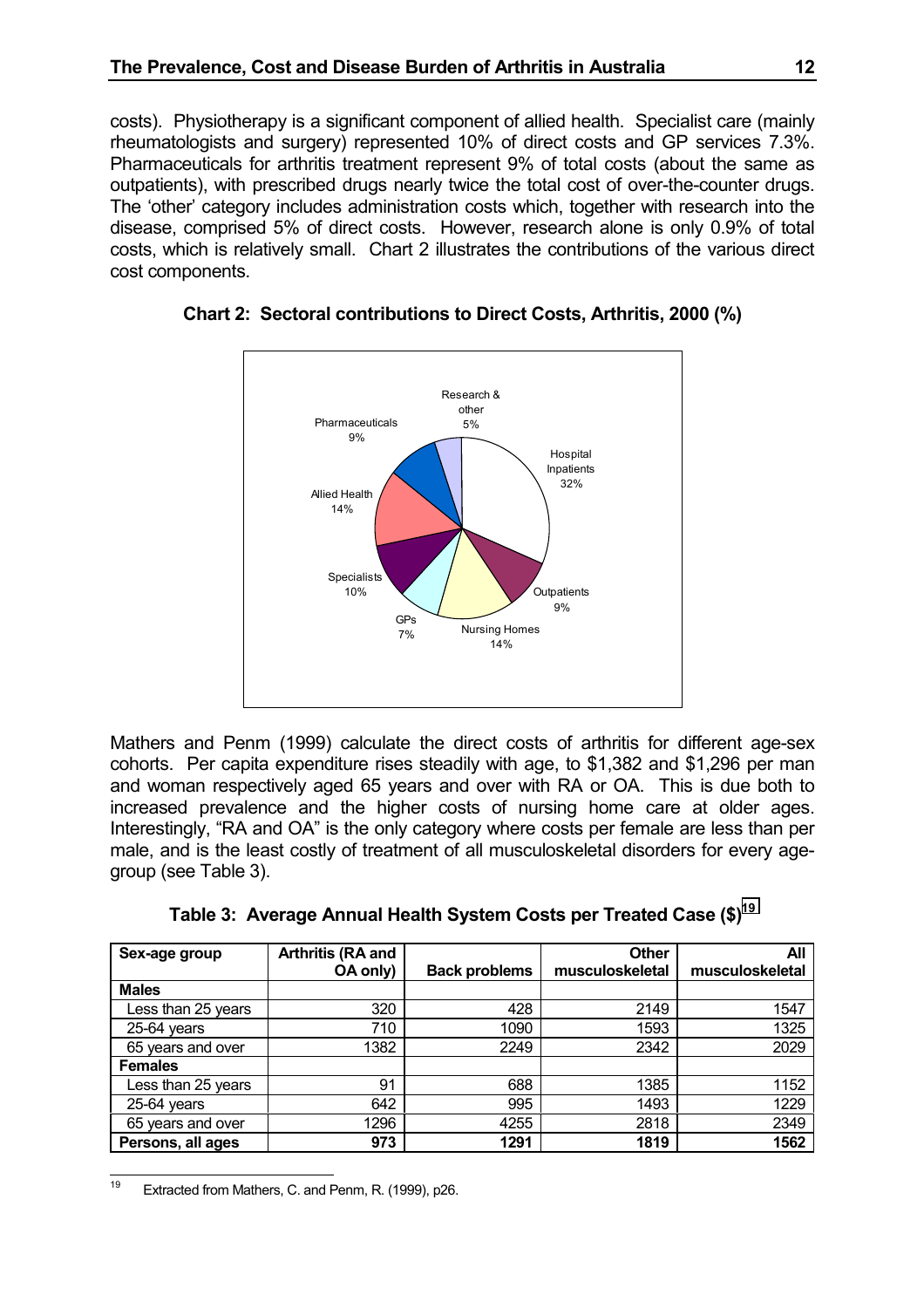costs). Physiotherapy is a significant component of allied health. Specialist care (mainly rheumatologists and surgery) represented 10% of direct costs and GP services 7.3%. Pharmaceuticals for arthritis treatment represent 9% of total costs (about the same as outpatients), with prescribed drugs nearly twice the total cost of over-the-counter drugs. The 'other' category includes administration costs which, together with research into the disease, comprised 5% of direct costs. However, research alone is only 0.9% of total costs, which is relatively small. Chart 2 illustrates the contributions of the various direct cost components.

**Chart 2: Sectoral contributions to Direct Costs, Arthritis, 2000 (%)**

Mathers and Penm (1999) calculate the direct costs of arthritis for different age-sex cohorts. Per capita expenditure rises steadily with age, to $1,382 and $1,296 per man and woman respectively aged 65 years and over with RA or OA. This is due both to increased prevalence and the higher costs of nursing home care at older ages. Interestingly, "RA and OA" is the only category where costs per female are less than per male, and is the least costly of treatment of all musculoskeletal disorders for every age-group (see Table 3).

**Table 3: Average Annual Health System Costs per Treated Case ($)[19]**

| Sex-age group | Arthritis (RA and OA only) | Back problems | Other musculoskeletal | All musculoskeletal |
|---|---|---|---|---|
| **Males** | | | | |
| Less than 25 years | 320 | 428 | 2149 | 1547 |
| 25-64 years | 710 | 1090 | 1593 | 1325 |
| 65 years and over | 1382 | 2249 | 2342 | 2029 |
| **Females** | | | | |
| Less than 25 years | 91 | 688 | 1385 | 1152 |
| 25-64 years | 642 | 995 | 1493 | 1229 |
| 65 years and over | 1296 | 4255 | 2818 | 2349 |
| **Persons, all ages** | **973** | **1291** | **1819** | **1562** |

[19] Extracted from Mathers, C. and Penm, R. (1999), p26.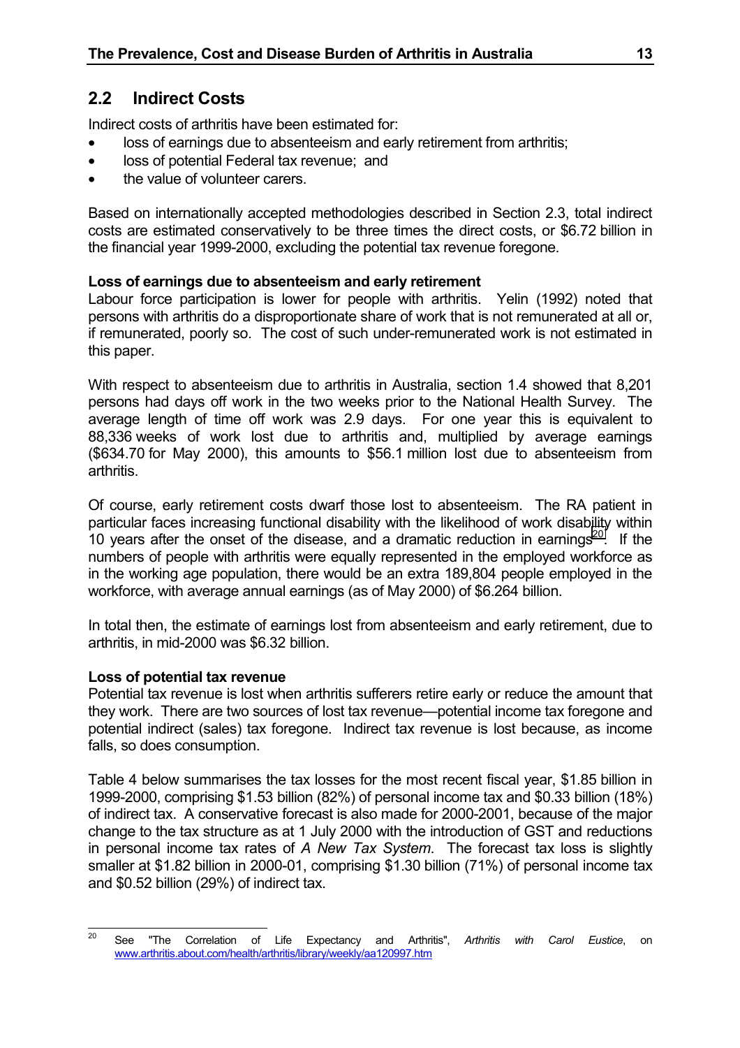## 2.2 Indirect Costs

Indirect costs of arthritis have been estimated for:

- loss of earnings due to absenteeism and early retirement from arthritis;
- loss of potential Federal tax revenue; and
- the value of volunteer carers.

Based on internationally accepted methodologies described in Section 2.3, total indirect costs are estimated conservatively to be three times the direct costs, or $6.72 billion in the financial year 1999-2000, excluding the potential tax revenue foregone.

**Loss of earnings due to absenteeism and early retirement**

Labour force participation is lower for people with arthritis. Yelin (1992) noted that persons with arthritis do a disproportionate share of work that is not remunerated at all or, if remunerated, poorly so. The cost of such under-remunerated work is not estimated in this paper.

With respect to absenteeism due to arthritis in Australia, section 1.4 showed that 8,201 persons had days off work in the two weeks prior to the National Health Survey. The average length of time off work was 2.9 days. For one year this is equivalent to 88,336 weeks of work lost due to arthritis and, multiplied by average earnings ($634.70 for May 2000), this amounts to $56.1 million lost due to absenteeism from arthritis.

Of course, early retirement costs dwarf those lost to absenteeism. The RA patient in particular faces increasing functional disability with the likelihood of work disability within 10 years after the onset of the disease, and a dramatic reduction in earnings[20]. If the numbers of people with arthritis were equally represented in the employed workforce as in the working age population, there would be an extra 189,804 people employed in the workforce, with average annual earnings (as of May 2000) of $6.264 billion.

In total then, the estimate of earnings lost from absenteeism and early retirement, due to arthritis, in mid-2000 was $6.32 billion.

**Loss of potential tax revenue**

Potential tax revenue is lost when arthritis sufferers retire early or reduce the amount that they work. There are two sources of lost tax revenue—potential income tax foregone and potential indirect (sales) tax foregone. Indirect tax revenue is lost because, as income falls, so does consumption.

Table 4 below summarises the tax losses for the most recent fiscal year, $1.85 billion in 1999-2000, comprising $1.53 billion (82%) of personal income tax and $0.33 billion (18%) of indirect tax. A conservative forecast is also made for 2000-2001, because of the major change to the tax structure as at 1 July 2000 with the introduction of GST and reductions in personal income tax rates of *A New Tax System*. The forecast tax loss is slightly smaller at $1.82 billion in 2000-01, comprising $1.30 billion (71%) of personal income tax and $0.52 billion (29%) of indirect tax.

---

[20] See "The Correlation of Life Expectancy and Arthritis", *Arthritis with Carol Eustice*, on www.arthritis.about.com/health/arthritis/library/weekly/aa120997.htm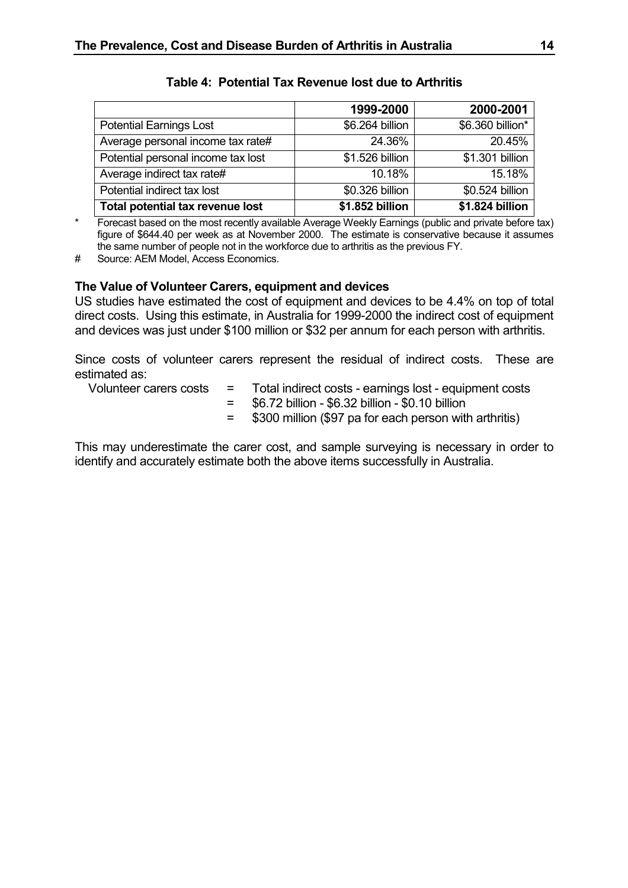**Table 4: Potential Tax Revenue lost due to Arthritis**

| | 1999-2000 | 2000-2001 |
|---|---|---|
| Potential Earnings Lost | $6.264 billion | $6.360 billion* |
| Average personal income tax rate# | 24.36% | 20.45% |
| Potential personal income tax lost | $1.526 billion | $1.301 billion |
| Average indirect tax rate# | 10.18% | 15.18% |
| Potential indirect tax lost | $0.326 billion | $0.524 billion |
| **Total potential tax revenue lost** | **$1.852 billion** | **$1.824 billion** |

\* Forecast based on the most recently available Average Weekly Earnings (public and private before tax) figure of $644.40 per week as at November 2000. The estimate is conservative because it assumes the same number of people not in the workforce due to arthritis as the previous FY.

\# Source: AEM Model, Access Economics.

### The Value of Volunteer Carers, equipment and devices

US studies have estimated the cost of equipment and devices to be 4.4% on top of total direct costs. Using this estimate, in Australia for 1999-2000 the indirect cost of equipment and devices was just under $100 million or $32 per annum for each person with arthritis.

Since costs of volunteer carers represent the residual of indirect costs. These are estimated as:

Volunteer carers costs = Total indirect costs - earnings lost - equipment costs
= $6.72 billion - $6.32 billion - $0.10 billion
= $300 million ($97 pa for each person with arthritis)

This may underestimate the carer cost, and sample surveying is necessary in order to identify and accurately estimate both the above items successfully in Australia.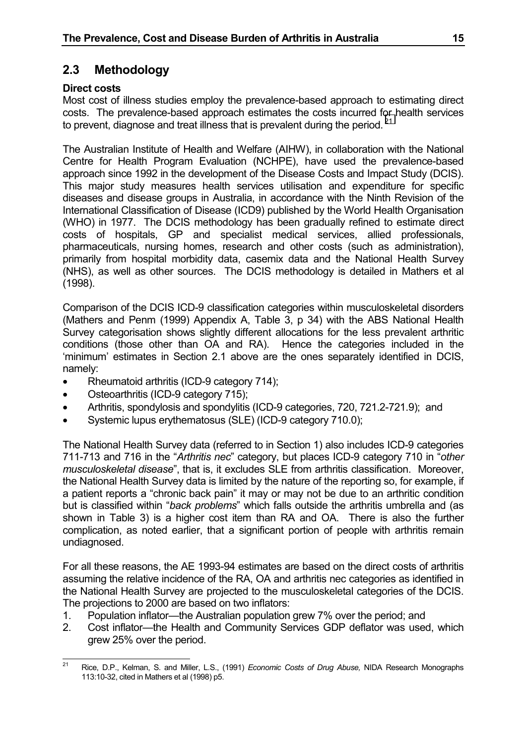## 2.3 Methodology

**Direct costs**

Most cost of illness studies employ the prevalence-based approach to estimating direct costs. The prevalence-based approach estimates the costs incurred for health services to prevent, diagnose and treat illness that is prevalent during the period.[21]

The Australian Institute of Health and Welfare (AIHW), in collaboration with the National Centre for Health Program Evaluation (NCHPE), have used the prevalence-based approach since 1992 in the development of the Disease Costs and Impact Study (DCIS). This major study measures health services utilisation and expenditure for specific diseases and disease groups in Australia, in accordance with the Ninth Revision of the International Classification of Disease (ICD9) published by the World Health Organisation (WHO) in 1977. The DCIS methodology has been gradually refined to estimate direct costs of hospitals, GP and specialist medical services, allied professionals, pharmaceuticals, nursing homes, research and other costs (such as administration), primarily from hospital morbidity data, casemix data and the National Health Survey (NHS), as well as other sources. The DCIS methodology is detailed in Mathers et al (1998).

Comparison of the DCIS ICD-9 classification categories within musculoskeletal disorders (Mathers and Penm (1999) Appendix A, Table 3, p 34) with the ABS National Health Survey categorisation shows slightly different allocations for the less prevalent arthritic conditions (those other than OA and RA). Hence the categories included in the 'minimum' estimates in Section 2.1 above are the ones separately identified in DCIS, namely:

- Rheumatoid arthritis (ICD-9 category 714);
- Osteoarthritis (ICD-9 category 715);
- Arthritis, spondylosis and spondylitis (ICD-9 categories, 720, 721.2-721.9); and
- Systemic lupus erythematosus (SLE) (ICD-9 category 710.0);

The National Health Survey data (referred to in Section 1) also includes ICD-9 categories 711-713 and 716 in the "*Arthritis nec*" category, but places ICD-9 category 710 in "*other musculoskeletal disease*", that is, it excludes SLE from arthritis classification. Moreover, the National Health Survey data is limited by the nature of the reporting so, for example, if a patient reports a "chronic back pain" it may or may not be due to an arthritic condition but is classified within "*back problems*" which falls outside the arthritis umbrella and (as shown in Table 3) is a higher cost item than RA and OA. There is also the further complication, as noted earlier, that a significant portion of people with arthritis remain undiagnosed.

For all these reasons, the AE 1993-94 estimates are based on the direct costs of arthritis assuming the relative incidence of the RA, OA and arthritis nec categories as identified in the National Health Survey are projected to the musculoskeletal categories of the DCIS. The projections to 2000 are based on two inflators:

1. Population inflator—the Australian population grew 7% over the period; and
2. Cost inflator—the Health and Community Services GDP deflator was used, which grew 25% over the period.

---

[21] Rice, D.P., Kelman, S. and Miller, L.S., (1991) *Economic Costs of Drug Abuse,* NIDA Research Monographs 113:10-32, cited in Mathers et al (1998) p5.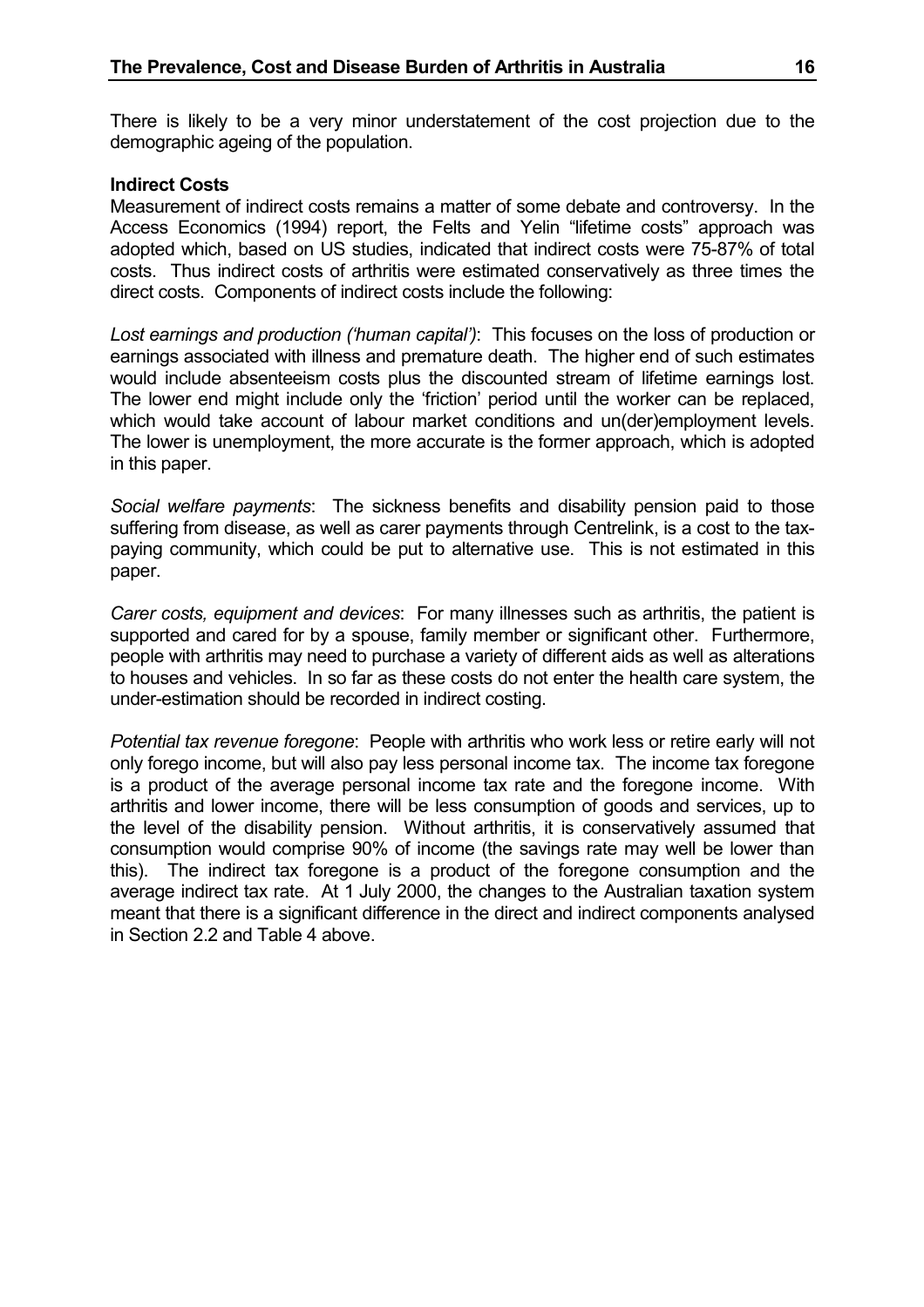There is likely to be a very minor understatement of the cost projection due to the demographic ageing of the population.

**Indirect Costs**

Measurement of indirect costs remains a matter of some debate and controversy. In the Access Economics (1994) report, the Felts and Yelin "lifetime costs" approach was adopted which, based on US studies, indicated that indirect costs were 75-87% of total costs. Thus indirect costs of arthritis were estimated conservatively as three times the direct costs. Components of indirect costs include the following:

*Lost earnings and production ('human capital')*: This focuses on the loss of production or earnings associated with illness and premature death. The higher end of such estimates would include absenteeism costs plus the discounted stream of lifetime earnings lost. The lower end might include only the 'friction' period until the worker can be replaced, which would take account of labour market conditions and un(der)employment levels. The lower is unemployment, the more accurate is the former approach, which is adopted in this paper.

*Social welfare payments*: The sickness benefits and disability pension paid to those suffering from disease, as well as carer payments through Centrelink, is a cost to the tax-paying community, which could be put to alternative use. This is not estimated in this paper.

*Carer costs, equipment and devices*: For many illnesses such as arthritis, the patient is supported and cared for by a spouse, family member or significant other. Furthermore, people with arthritis may need to purchase a variety of different aids as well as alterations to houses and vehicles. In so far as these costs do not enter the health care system, the under-estimation should be recorded in indirect costing.

*Potential tax revenue foregone*: People with arthritis who work less or retire early will not only forego income, but will also pay less personal income tax. The income tax foregone is a product of the average personal income tax rate and the foregone income. With arthritis and lower income, there will be less consumption of goods and services, up to the level of the disability pension. Without arthritis, it is conservatively assumed that consumption would comprise 90% of income (the savings rate may well be lower than this). The indirect tax foregone is a product of the foregone consumption and the average indirect tax rate. At 1 July 2000, the changes to the Australian taxation system meant that there is a significant difference in the direct and indirect components analysed in Section 2.2 and Table 4 above.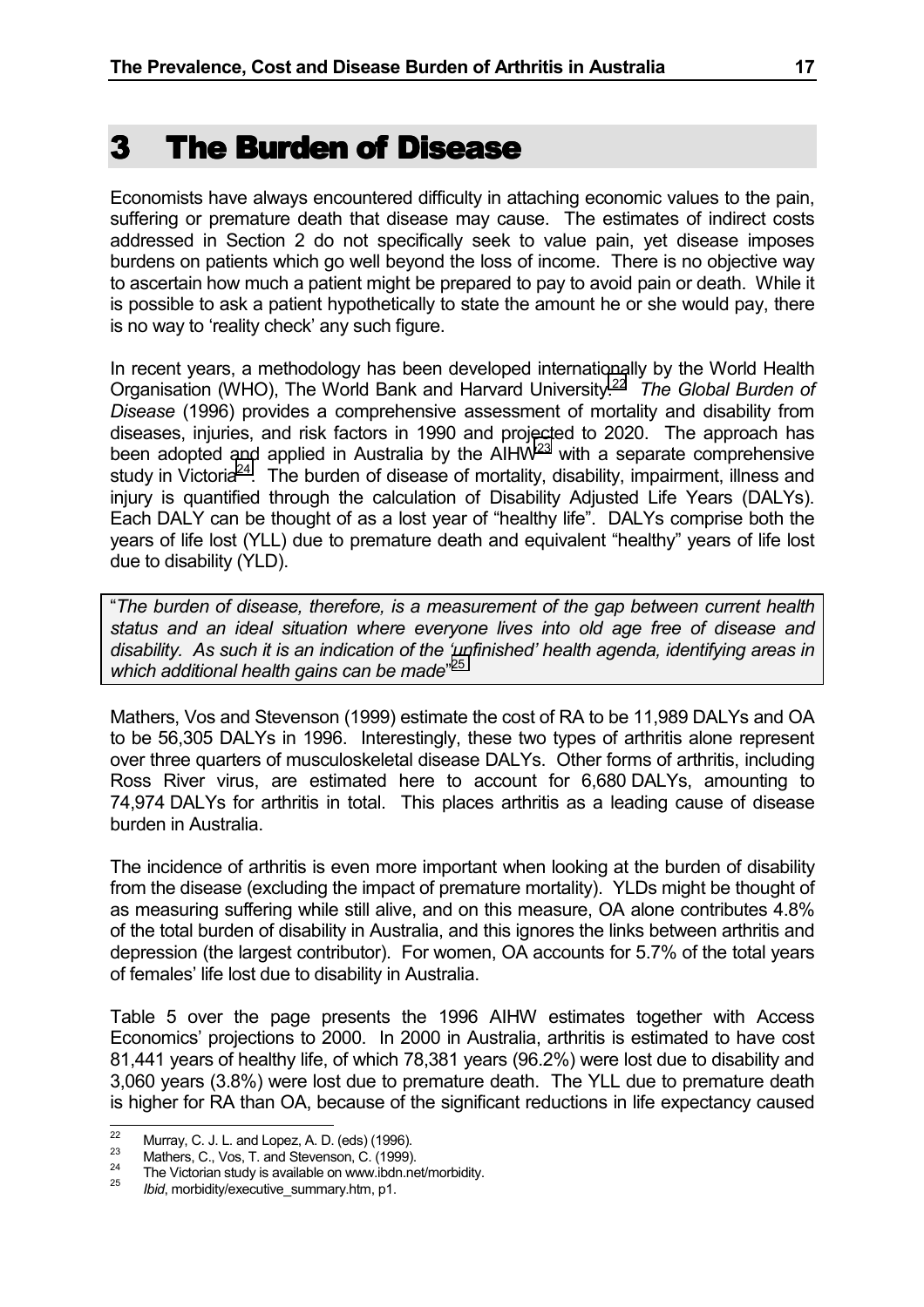# 3 The Burden of Disease

Economists have always encountered difficulty in attaching economic values to the pain, suffering or premature death that disease may cause. The estimates of indirect costs addressed in Section 2 do not specifically seek to value pain, yet disease imposes burdens on patients which go well beyond the loss of income. There is no objective way to ascertain how much a patient might be prepared to pay to avoid pain or death. While it is possible to ask a patient hypothetically to state the amount he or she would pay, there is no way to 'reality check' any such figure.

In recent years, a methodology has been developed internationally by the World Health Organisation (WHO), The World Bank and Harvard University.[22] *The Global Burden of Disease* (1996) provides a comprehensive assessment of mortality and disability from diseases, injuries, and risk factors in 1990 and projected to 2020. The approach has been adopted and applied in Australia by the AIHW[23] with a separate comprehensive study in Victoria[24]. The burden of disease of mortality, disability, impairment, illness and injury is quantified through the calculation of Disability Adjusted Life Years (DALYs). Each DALY can be thought of as a lost year of "healthy life". DALYs comprise both the years of life lost (YLL) due to premature death and equivalent "healthy" years of life lost due to disability (YLD).

> "*The burden of disease, therefore, is a measurement of the gap between current health status and an ideal situation where everyone lives into old age free of disease and disability. As such it is an indication of the 'unfinished' health agenda, identifying areas in which additional health gains can be made*"[25]

Mathers, Vos and Stevenson (1999) estimate the cost of RA to be 11,989 DALYs and OA to be 56,305 DALYs in 1996. Interestingly, these two types of arthritis alone represent over three quarters of musculoskeletal disease DALYs. Other forms of arthritis, including Ross River virus, are estimated here to account for 6,680 DALYs, amounting to 74,974 DALYs for arthritis in total. This places arthritis as a leading cause of disease burden in Australia.

The incidence of arthritis is even more important when looking at the burden of disability from the disease (excluding the impact of premature mortality). YLDs might be thought of as measuring suffering while still alive, and on this measure, OA alone contributes 4.8% of the total burden of disability in Australia, and this ignores the links between arthritis and depression (the largest contributor). For women, OA accounts for 5.7% of the total years of females' life lost due to disability in Australia.

Table 5 over the page presents the 1996 AIHW estimates together with Access Economics' projections to 2000. In 2000 in Australia, arthritis is estimated to have cost 81,441 years of healthy life, of which 78,381 years (96.2%) were lost due to disability and 3,060 years (3.8%) were lost due to premature death. The YLL due to premature death is higher for RA than OA, because of the significant reductions in life expectancy caused

---

[22] Murray, C. J. L. and Lopez, A. D. (eds) (1996).

[23] Mathers, C., Vos, T. and Stevenson, C. (1999).

[24] The Victorian study is available on www.ibdn.net/morbidity.

[25] *Ibid*, morbidity/executive_summary.htm, p1.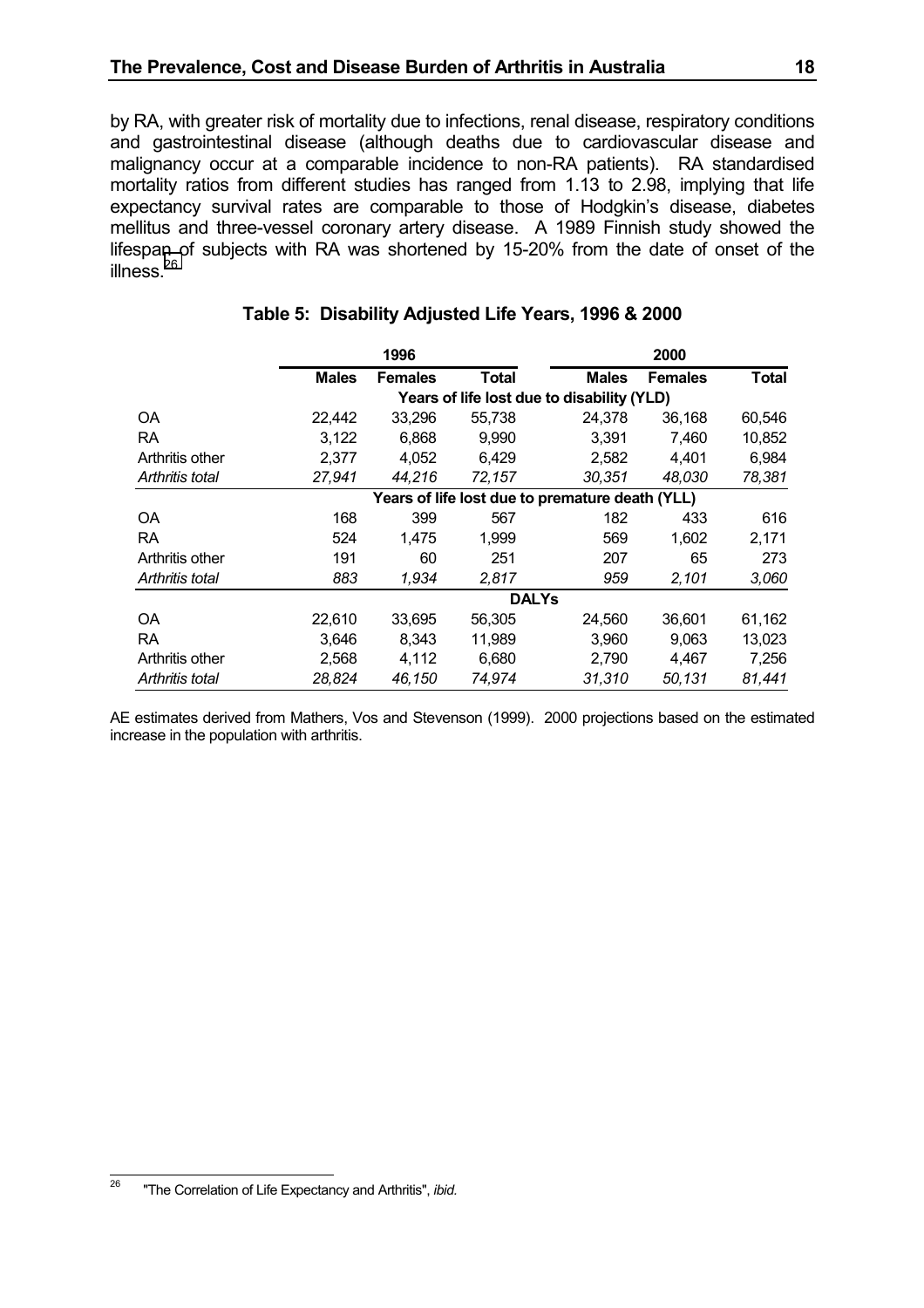by RA, with greater risk of mortality due to infections, renal disease, respiratory conditions and gastrointestinal disease (although deaths due to cardiovascular disease and malignancy occur at a comparable incidence to non-RA patients). RA standardised mortality ratios from different studies has ranged from 1.13 to 2.98, implying that life expectancy survival rates are comparable to those of Hodgkin's disease, diabetes mellitus and three-vessel coronary artery disease. A 1989 Finnish study showed the lifespan of subjects with RA was shortened by 15-20% from the date of onset of the illness.[26]

**Table 5: Disability Adjusted Life Years, 1996 & 2000**

| | 1996 | | | 2000 | | |
|---|---|---|---|---|---|---|
| | **Males** | **Females** | **Total** | **Males** | **Females** | **Total** |
| | **Years of life lost due to disability (YLD)** | | | | | |
| OA | 22,442 | 33,296 | 55,738 | 24,378 | 36,168 | 60,546 |
| RA | 3,122 | 6,868 | 9,990 | 3,391 | 7,460 | 10,852 |
| Arthritis other | 2,377 | 4,052 | 6,429 | 2,582 | 4,401 | 6,984 |
| *Arthritis total* | *27,941* | *44,216* | *72,157* | *30,351* | *48,030* | *78,381* |
| | **Years of life lost due to premature death (YLL)** | | | | | |
| OA | 168 | 399 | 567 | 182 | 433 | 616 |
| RA | 524 | 1,475 | 1,999 | 569 | 1,602 | 2,171 |
| Arthritis other | 191 | 60 | 251 | 207 | 65 | 273 |
| *Arthritis total* | *883* | *1,934* | *2,817* | *959* | *2,101* | *3,060* |
| | **DALYs** | | | | | |
| OA | 22,610 | 33,695 | 56,305 | 24,560 | 36,601 | 61,162 |
| RA | 3,646 | 8,343 | 11,989 | 3,960 | 9,063 | 13,023 |
| Arthritis other | 2,568 | 4,112 | 6,680 | 2,790 | 4,467 | 7,256 |
| *Arthritis total* | *28,824* | *46,150* | *74,974* | *31,310* | *50,131* | *81,441* |

AE estimates derived from Mathers, Vos and Stevenson (1999). 2000 projections based on the estimated increase in the population with arthritis.

[26] "The Correlation of Life Expectancy and Arthritis", *ibid.*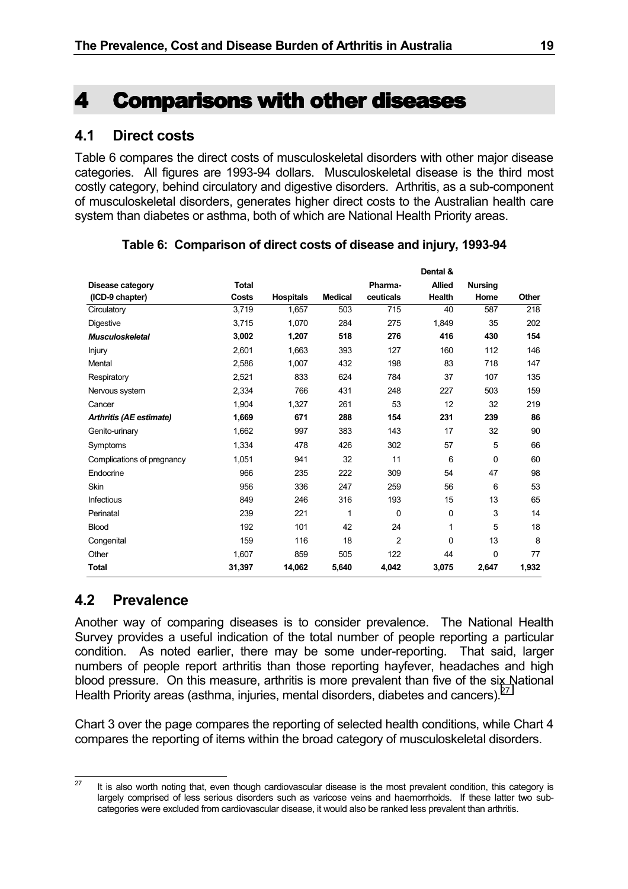# 4 Comparisons with other diseases

## 4.1 Direct costs

Table 6 compares the direct costs of musculoskeletal disorders with other major disease categories. All figures are 1993-94 dollars. Musculoskeletal disease is the third most costly category, behind circulatory and digestive disorders. Arthritis, as a sub-component of musculoskeletal disorders, generates higher direct costs to the Australian health care system than diabetes or asthma, both of which are National Health Priority areas.

**Table 6: Comparison of direct costs of disease and injury, 1993-94**

| Disease category (ICD-9 chapter) | Total Costs | Hospitals | Medical | Pharma-ceuticals | Dental & Allied Health | Nursing Home | Other |
|---|---|---|---|---|---|---|---|
| Circulatory | 3,719 | 1,657 | 503 | 715 | 40 | 587 | 218 |
| Digestive | 3,715 | 1,070 | 284 | 275 | 1,849 | 35 | 202 |
| ***Musculoskeletal*** | **3,002** | **1,207** | **518** | **276** | **416** | **430** | **154** |
| Injury | 2,601 | 1,663 | 393 | 127 | 160 | 112 | 146 |
| Mental | 2,586 | 1,007 | 432 | 198 | 83 | 718 | 147 |
| Respiratory | 2,521 | 833 | 624 | 784 | 37 | 107 | 135 |
| Nervous system | 2,334 | 766 | 431 | 248 | 227 | 503 | 159 |
| Cancer | 1,904 | 1,327 | 261 | 53 | 12 | 32 | 219 |
| ***Arthritis (AE estimate)*** | **1,669** | **671** | **288** | **154** | **231** | **239** | **86** |
| Genito-urinary | 1,662 | 997 | 383 | 143 | 17 | 32 | 90 |
| Symptoms | 1,334 | 478 | 426 | 302 | 57 | 5 | 66 |
| Complications of pregnancy | 1,051 | 941 | 32 | 11 | 6 | 0 | 60 |
| Endocrine | 966 | 235 | 222 | 309 | 54 | 47 | 98 |
| Skin | 956 | 336 | 247 | 259 | 56 | 6 | 53 |
| Infectious | 849 | 246 | 316 | 193 | 15 | 13 | 65 |
| Perinatal | 239 | 221 | 1 | 0 | 0 | 3 | 14 |
| Blood | 192 | 101 | 42 | 24 | 1 | 5 | 18 |
| Congenital | 159 | 116 | 18 | 2 | 0 | 13 | 8 |
| Other | 1,607 | 859 | 505 | 122 | 44 | 0 | 77 |
| **Total** | **31,397** | **14,062** | **5,640** | **4,042** | **3,075** | **2,647** | **1,932** |

## 4.2 Prevalence

Another way of comparing diseases is to consider prevalence. The National Health Survey provides a useful indication of the total number of people reporting a particular condition. As noted earlier, there may be some under-reporting. That said, larger numbers of people report arthritis than those reporting hayfever, headaches and high blood pressure. On this measure, arthritis is more prevalent than five of the six National Health Priority areas (asthma, injuries, mental disorders, diabetes and cancers).[27]

Chart 3 over the page compares the reporting of selected health conditions, while Chart 4 compares the reporting of items within the broad category of musculoskeletal disorders.

[27] It is also worth noting that, even though cardiovascular disease is the most prevalent condition, this category is largely comprised of less serious disorders such as varicose veins and haemorrhoids. If these latter two sub-categories were excluded from cardiovascular disease, it would also be ranked less prevalent than arthritis.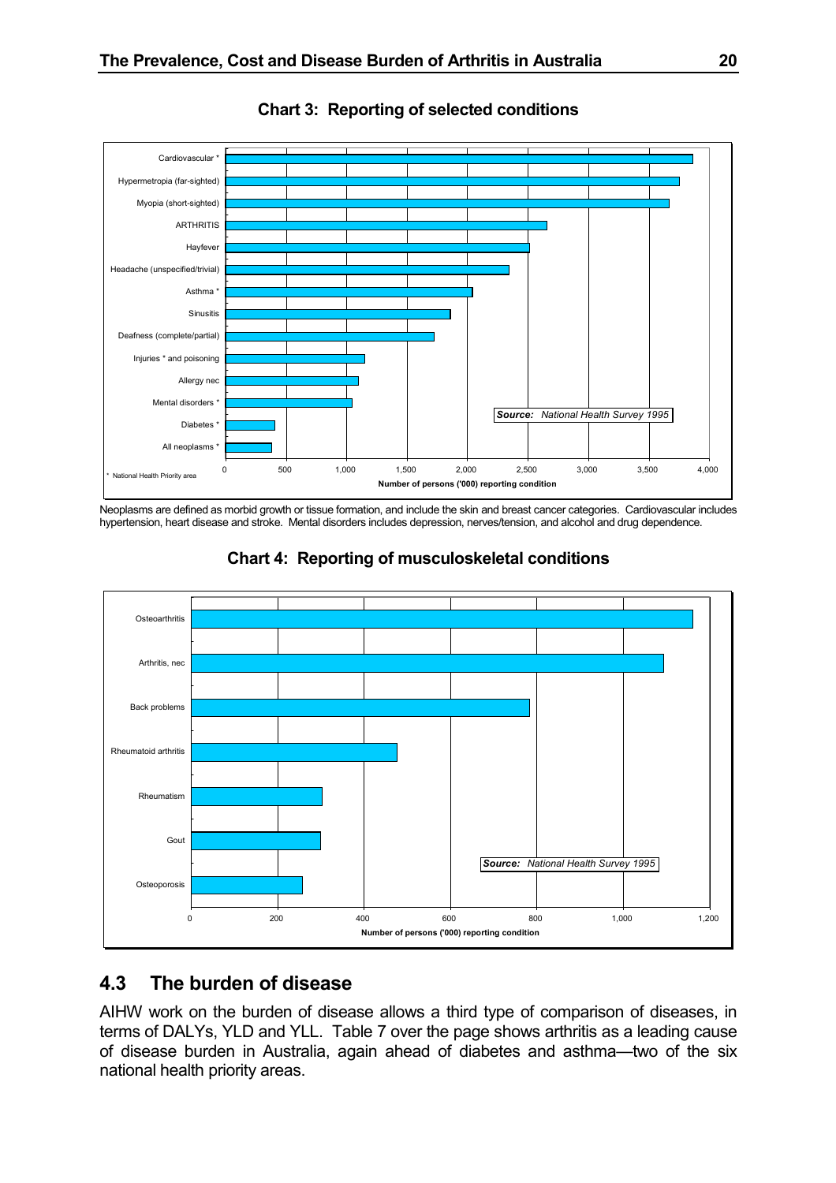**Chart 3: Reporting of selected conditions**

Neoplasms are defined as morbid growth or tissue formation, and include the skin and breast cancer categories. Cardiovascular includes hypertension, heart disease and stroke. Mental disorders includes depression, nerves/tension, and alcohol and drug dependence.

**Chart 4: Reporting of musculoskeletal conditions**

## 4.3 The burden of disease

AIHW work on the burden of disease allows a third type of comparison of diseases, in terms of DALYs, YLD and YLL. Table 7 over the page shows arthritis as a leading cause of disease burden in Australia, again ahead of diabetes and asthma—two of the six national health priority areas.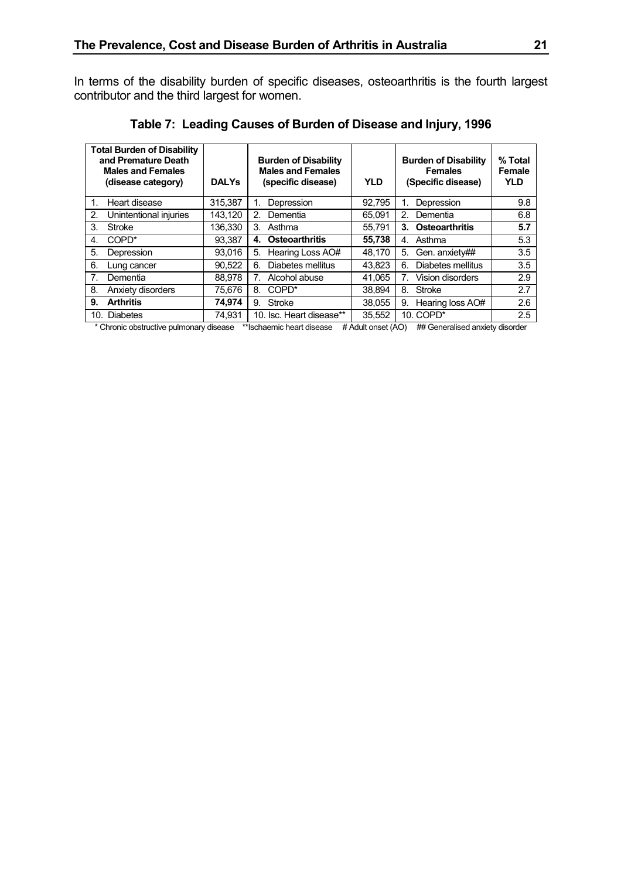In terms of the disability burden of specific diseases, osteoarthritis is the fourth largest contributor and the third largest for women.

**Table 7: Leading Causes of Burden of Disease and Injury, 1996**

| Total Burden of Disability and Premature Death Males and Females (disease category) | DALYs | Burden of Disability Males and Females (specific disease) | YLD | Burden of Disability Females (Specific disease) | % Total Female YLD |
|---|---|---|---|---|---|
| 1. Heart disease | 315,387 | 1. Depression | 92,795 | 1. Depression | 9.8 |
| 2. Unintentional injuries | 143,120 | 2. Dementia | 65,091 | 2. Dementia | 6.8 |
| 3. Stroke | 136,330 | 3. Asthma | 55,791 | **3. Osteoarthritis** | **5.7** |
| 4. COPD* | 93,387 | **4. Osteoarthritis** | **55,738** | 4. Asthma | 5.3 |
| 5. Depression | 93,016 | 5. Hearing Loss AO# | 48,170 | 5. Gen. anxiety## | 3.5 |
| 6. Lung cancer | 90,522 | 6. Diabetes mellitus | 43,823 | 6. Diabetes mellitus | 3.5 |
| 7. Dementia | 88,978 | 7. Alcohol abuse | 41,065 | 7. Vision disorders | 2.9 |
| 8. Anxiety disorders | 75,676 | 8. COPD* | 38,894 | 8. Stroke | 2.7 |
| **9. Arthritis** | **74,974** | 9. Stroke | 38,055 | 9. Hearing loss AO# | 2.6 |
| 10. Diabetes | 74,931 | 10. Isc. Heart disease** | 35,552 | 10. COPD* | 2.5 |

* Chronic obstructive pulmonary disease **Ischaemic heart disease # Adult onset (AO) ## Generalised anxiety disorder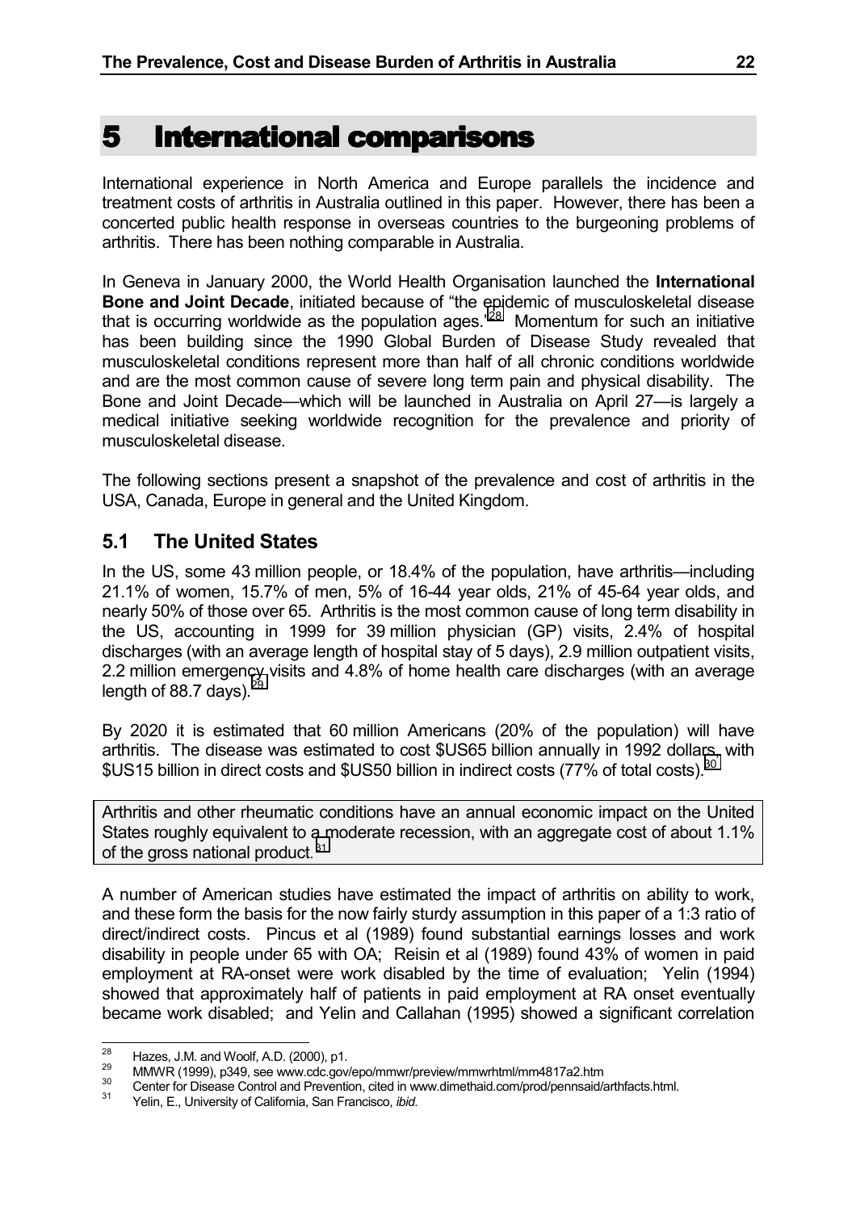# 5 International comparisons

International experience in North America and Europe parallels the incidence and treatment costs of arthritis in Australia outlined in this paper. However, there has been a concerted public health response in overseas countries to the burgeoning problems of arthritis. There has been nothing comparable in Australia.

In Geneva in January 2000, the World Health Organisation launched the **International Bone and Joint Decade**, initiated because of "the epidemic of musculoskeletal disease that is occurring worldwide as the population ages."[28] Momentum for such an initiative has been building since the 1990 Global Burden of Disease Study revealed that musculoskeletal conditions represent more than half of all chronic conditions worldwide and are the most common cause of severe long term pain and physical disability. The Bone and Joint Decade—which will be launched in Australia on April 27—is largely a medical initiative seeking worldwide recognition for the prevalence and priority of musculoskeletal disease.

The following sections present a snapshot of the prevalence and cost of arthritis in the USA, Canada, Europe in general and the United Kingdom.

## 5.1 The United States

In the US, some 43 million people, or 18.4% of the population, have arthritis—including 21.1% of women, 15.7% of men, 5% of 16-44 year olds, 21% of 45-64 year olds, and nearly 50% of those over 65. Arthritis is the most common cause of long term disability in the US, accounting in 1999 for 39 million physician (GP) visits, 2.4% of hospital discharges (with an average length of hospital stay of 5 days), 2.9 million outpatient visits, 2.2 million emergency visits and 4.8% of home health care discharges (with an average length of 88.7 days).[29]

By 2020 it is estimated that 60 million Americans (20% of the population) will have arthritis. The disease was estimated to cost $US65 billion annually in 1992 dollars, with $US15 billion in direct costs and $US50 billion in indirect costs (77% of total costs).[30]

> Arthritis and other rheumatic conditions have an annual economic impact on the United States roughly equivalent to a moderate recession, with an aggregate cost of about 1.1% of the gross national product.[31]

A number of American studies have estimated the impact of arthritis on ability to work, and these form the basis for the now fairly sturdy assumption in this paper of a 1:3 ratio of direct/indirect costs. Pincus et al (1989) found substantial earnings losses and work disability in people under 65 with OA; Reisin et al (1989) found 43% of women in paid employment at RA-onset were work disabled by the time of evaluation; Yelin (1994) showed that approximately half of patients in paid employment at RA onset eventually became work disabled; and Yelin and Callahan (1995) showed a significant correlation

---

[28] Hazes, J.M. and Woolf, A.D. (2000), p1.

[29] MMWR (1999), p349, see www.cdc.gov/epo/mmwr/preview/mmwrhtml/mm4817a2.htm

[30] Center for Disease Control and Prevention, cited in www.dimethaid.com/prod/pennsaid/arthfacts.html.

[31] Yelin, E., University of California, San Francisco, *ibid.*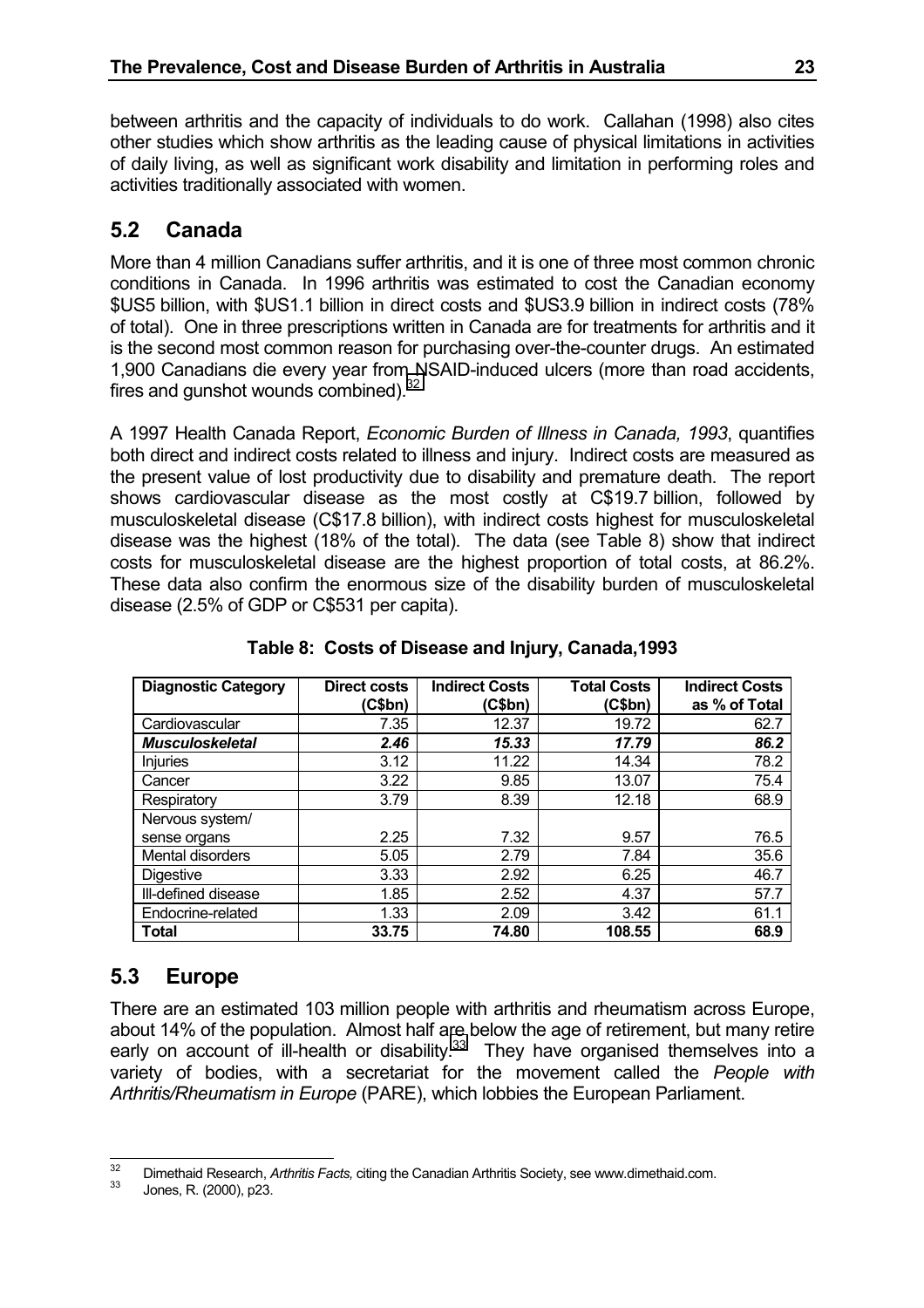between arthritis and the capacity of individuals to do work. Callahan (1998) also cites other studies which show arthritis as the leading cause of physical limitations in activities of daily living, as well as significant work disability and limitation in performing roles and activities traditionally associated with women.

## 5.2 Canada

More than 4 million Canadians suffer arthritis, and it is one of three most common chronic conditions in Canada. In 1996 arthritis was estimated to cost the Canadian economy $US5 billion, with $US1.1 billion in direct costs and $US3.9 billion in indirect costs (78% of total). One in three prescriptions written in Canada are for treatments for arthritis and it is the second most common reason for purchasing over-the-counter drugs. An estimated 1,900 Canadians die every year from NSAID-induced ulcers (more than road accidents, fires and gunshot wounds combined).[32]

A 1997 Health Canada Report, *Economic Burden of Illness in Canada, 1993*, quantifies both direct and indirect costs related to illness and injury. Indirect costs are measured as the present value of lost productivity due to disability and premature death. The report shows cardiovascular disease as the most costly at C$19.7 billion, followed by musculoskeletal disease (C$17.8 billion), with indirect costs highest for musculoskeletal disease was the highest (18% of the total). The data (see Table 8) show that indirect costs for musculoskeletal disease are the highest proportion of total costs, at 86.2%. These data also confirm the enormous size of the disability burden of musculoskeletal disease (2.5% of GDP or C$531 per capita).

**Table 8: Costs of Disease and Injury, Canada,1993**

| Diagnostic Category | Direct costs (C$bn) | Indirect Costs (C$bn) | Total Costs (C$bn) | Indirect Costs as % of Total |
|---|---|---|---|---|
| Cardiovascular | 7.35 | 12.37 | 19.72 | 62.7 |
| ***Musculoskeletal*** | ***2.46*** | ***15.33*** | ***17.79*** | ***86.2*** |
| Injuries | 3.12 | 11.22 | 14.34 | 78.2 |
| Cancer | 3.22 | 9.85 | 13.07 | 75.4 |
| Respiratory | 3.79 | 8.39 | 12.18 | 68.9 |
| Nervous system/ sense organs | 2.25 | 7.32 | 9.57 | 76.5 |
| Mental disorders | 5.05 | 2.79 | 7.84 | 35.6 |
| Digestive | 3.33 | 2.92 | 6.25 | 46.7 |
| Ill-defined disease | 1.85 | 2.52 | 4.37 | 57.7 |
| Endocrine-related | 1.33 | 2.09 | 3.42 | 61.1 |
| **Total** | **33.75** | **74.80** | **108.55** | **68.9** |

## 5.3 Europe

There are an estimated 103 million people with arthritis and rheumatism across Europe, about 14% of the population. Almost half are below the age of retirement, but many retire early on account of ill-health or disability.[33] They have organised themselves into a variety of bodies, with a secretariat for the movement called the *People with Arthritis/Rheumatism in Europe* (PARE), which lobbies the European Parliament.

---

[32] Dimethaid Research, *Arthritis Facts,* citing the Canadian Arthritis Society, see www.dimethaid.com.

[33] Jones, R. (2000), p23.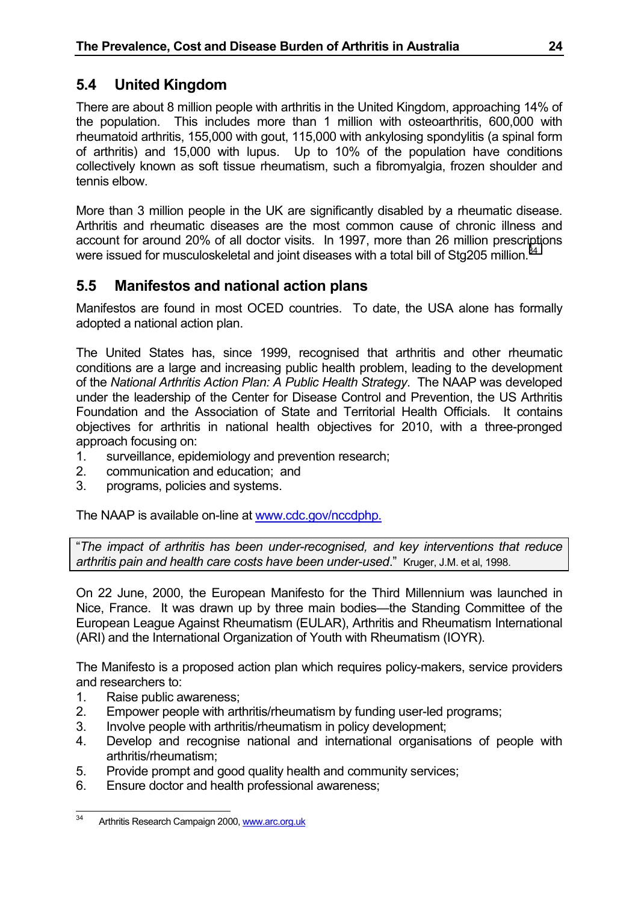## 5.4 United Kingdom

There are about 8 million people with arthritis in the United Kingdom, approaching 14% of the population. This includes more than 1 million with osteoarthritis, 600,000 with rheumatoid arthritis, 155,000 with gout, 115,000 with ankylosing spondylitis (a spinal form of arthritis) and 15,000 with lupus. Up to 10% of the population have conditions collectively known as soft tissue rheumatism, such a fibromyalgia, frozen shoulder and tennis elbow.

More than 3 million people in the UK are significantly disabled by a rheumatic disease. Arthritis and rheumatic diseases are the most common cause of chronic illness and account for around 20% of all doctor visits. In 1997, more than 26 million prescriptions were issued for musculoskeletal and joint diseases with a total bill of Stg205 million.[34]

## 5.5 Manifestos and national action plans

Manifestos are found in most OCED countries. To date, the USA alone has formally adopted a national action plan.

The United States has, since 1999, recognised that arthritis and other rheumatic conditions are a large and increasing public health problem, leading to the development of the *National Arthritis Action Plan: A Public Health Strategy*. The NAAP was developed under the leadership of the Center for Disease Control and Prevention, the US Arthritis Foundation and the Association of State and Territorial Health Officials. It contains objectives for arthritis in national health objectives for 2010, with a three-pronged approach focusing on:

1. surveillance, epidemiology and prevention research;
2. communication and education; and
3. programs, policies and systems.

The NAAP is available on-line at www.cdc.gov/nccdphp.

> "*The impact of arthritis has been under-recognised, and key interventions that reduce arthritis pain and health care costs have been under-used*." Kruger, J.M. et al, 1998.

On 22 June, 2000, the European Manifesto for the Third Millennium was launched in Nice, France. It was drawn up by three main bodies—the Standing Committee of the European League Against Rheumatism (EULAR), Arthritis and Rheumatism International (ARI) and the International Organization of Youth with Rheumatism (IOYR).

The Manifesto is a proposed action plan which requires policy-makers, service providers and researchers to:

1. Raise public awareness;
2. Empower people with arthritis/rheumatism by funding user-led programs;
3. Involve people with arthritis/rheumatism in policy development;
4. Develop and recognise national and international organisations of people with arthritis/rheumatism;
5. Provide prompt and good quality health and community services;
6. Ensure doctor and health professional awareness;

---

[34] Arthritis Research Campaign 2000, www.arc.org.uk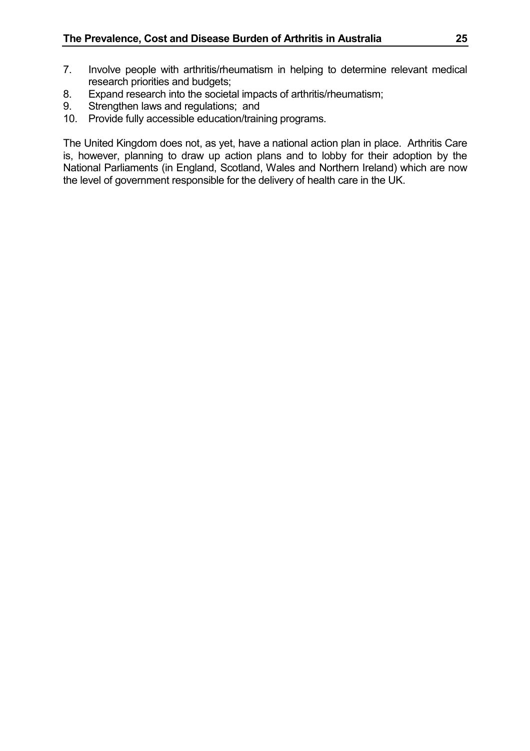7. Involve people with arthritis/rheumatism in helping to determine relevant medical research priorities and budgets;
8. Expand research into the societal impacts of arthritis/rheumatism;
9. Strengthen laws and regulations; and
10. Provide fully accessible education/training programs.

The United Kingdom does not, as yet, have a national action plan in place. Arthritis Care is, however, planning to draw up action plans and to lobby for their adoption by the National Parliaments (in England, Scotland, Wales and Northern Ireland) which are now the level of government responsible for the delivery of health care in the UK.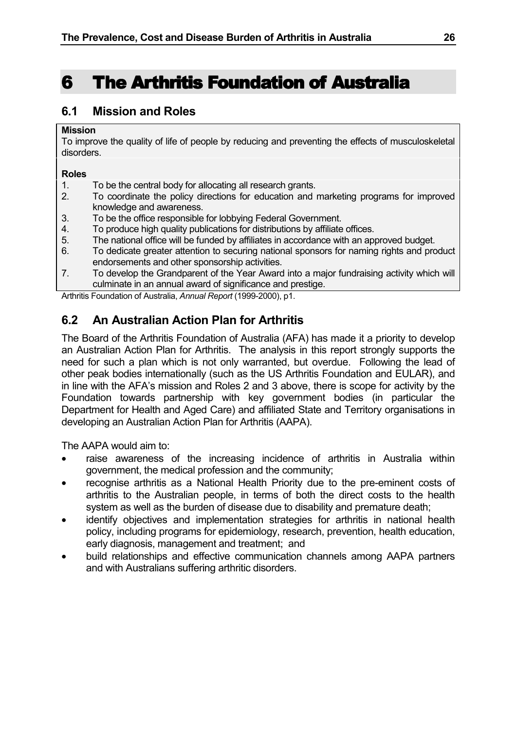# 6 The Arthritis Foundation of Australia

## 6.1 Mission and Roles

**Mission**

To improve the quality of life of people by reducing and preventing the effects of musculoskeletal disorders.

**Roles**

1. To be the central body for allocating all research grants.
2. To coordinate the policy directions for education and marketing programs for improved knowledge and awareness.
3. To be the office responsible for lobbying Federal Government.
4. To produce high quality publications for distributions by affiliate offices.
5. The national office will be funded by affiliates in accordance with an approved budget.
6. To dedicate greater attention to securing national sponsors for naming rights and product endorsements and other sponsorship activities.
7. To develop the Grandparent of the Year Award into a major fundraising activity which will culminate in an annual award of significance and prestige.

Arthritis Foundation of Australia, *Annual Report* (1999-2000), p1.

## 6.2 An Australian Action Plan for Arthritis

The Board of the Arthritis Foundation of Australia (AFA) has made it a priority to develop an Australian Action Plan for Arthritis. The analysis in this report strongly supports the need for such a plan which is not only warranted, but overdue. Following the lead of other peak bodies internationally (such as the US Arthritis Foundation and EULAR), and in line with the AFA's mission and Roles 2 and 3 above, there is scope for activity by the Foundation towards partnership with key government bodies (in particular the Department for Health and Aged Care) and affiliated State and Territory organisations in developing an Australian Action Plan for Arthritis (AAPA).

The AAPA would aim to:

- raise awareness of the increasing incidence of arthritis in Australia within government, the medical profession and the community;
- recognise arthritis as a National Health Priority due to the pre-eminent costs of arthritis to the Australian people, in terms of both the direct costs to the health system as well as the burden of disease due to disability and premature death;
- identify objectives and implementation strategies for arthritis in national health policy, including programs for epidemiology, research, prevention, health education, early diagnosis, management and treatment; and
- build relationships and effective communication channels among AAPA partners and with Australians suffering arthritic disorders.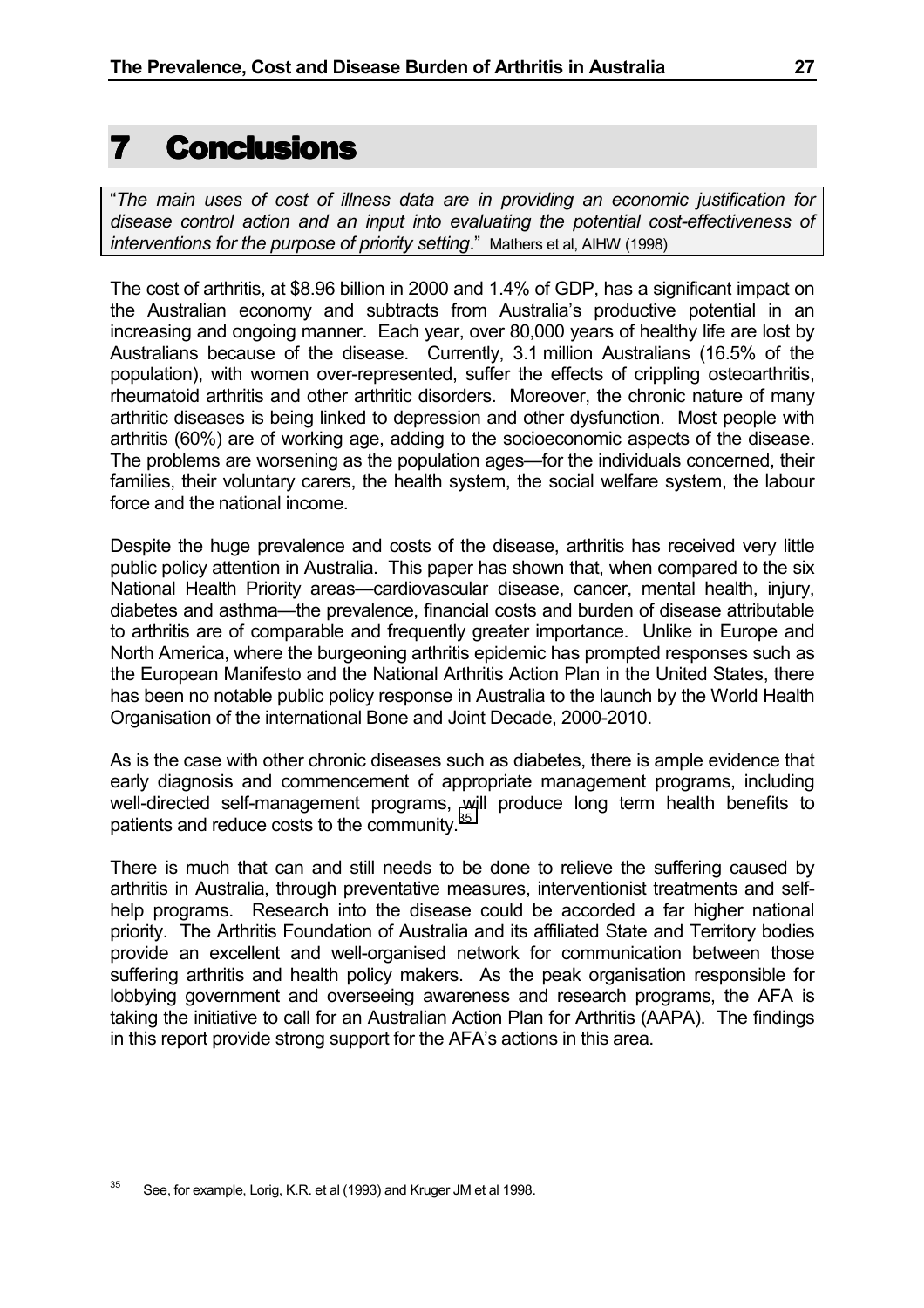# 7 Conclusions

"*The main uses of cost of illness data are in providing an economic justification for disease control action and an input into evaluating the potential cost-effectiveness of interventions for the purpose of priority setting*." Mathers et al, AIHW (1998)

The cost of arthritis, at $8.96 billion in 2000 and 1.4% of GDP, has a significant impact on the Australian economy and subtracts from Australia's productive potential in an increasing and ongoing manner. Each year, over 80,000 years of healthy life are lost by Australians because of the disease. Currently, 3.1 million Australians (16.5% of the population), with women over-represented, suffer the effects of crippling osteoarthritis, rheumatoid arthritis and other arthritic disorders. Moreover, the chronic nature of many arthritic diseases is being linked to depression and other dysfunction. Most people with arthritis (60%) are of working age, adding to the socioeconomic aspects of the disease. The problems are worsening as the population ages—for the individuals concerned, their families, their voluntary carers, the health system, the social welfare system, the labour force and the national income.

Despite the huge prevalence and costs of the disease, arthritis has received very little public policy attention in Australia. This paper has shown that, when compared to the six National Health Priority areas—cardiovascular disease, cancer, mental health, injury, diabetes and asthma—the prevalence, financial costs and burden of disease attributable to arthritis are of comparable and frequently greater importance. Unlike in Europe and North America, where the burgeoning arthritis epidemic has prompted responses such as the European Manifesto and the National Arthritis Action Plan in the United States, there has been no notable public policy response in Australia to the launch by the World Health Organisation of the international Bone and Joint Decade, 2000-2010.

As is the case with other chronic diseases such as diabetes, there is ample evidence that early diagnosis and commencement of appropriate management programs, including well-directed self-management programs, will produce long term health benefits to patients and reduce costs to the community.[35]

There is much that can and still needs to be done to relieve the suffering caused by arthritis in Australia, through preventative measures, interventionist treatments and self-help programs. Research into the disease could be accorded a far higher national priority. The Arthritis Foundation of Australia and its affiliated State and Territory bodies provide an excellent and well-organised network for communication between those suffering arthritis and health policy makers. As the peak organisation responsible for lobbying government and overseeing awareness and research programs, the AFA is taking the initiative to call for an Australian Action Plan for Arthritis (AAPA). The findings in this report provide strong support for the AFA's actions in this area.

---

[35] See, for example, Lorig, K.R. et al (1993) and Kruger JM et al 1998.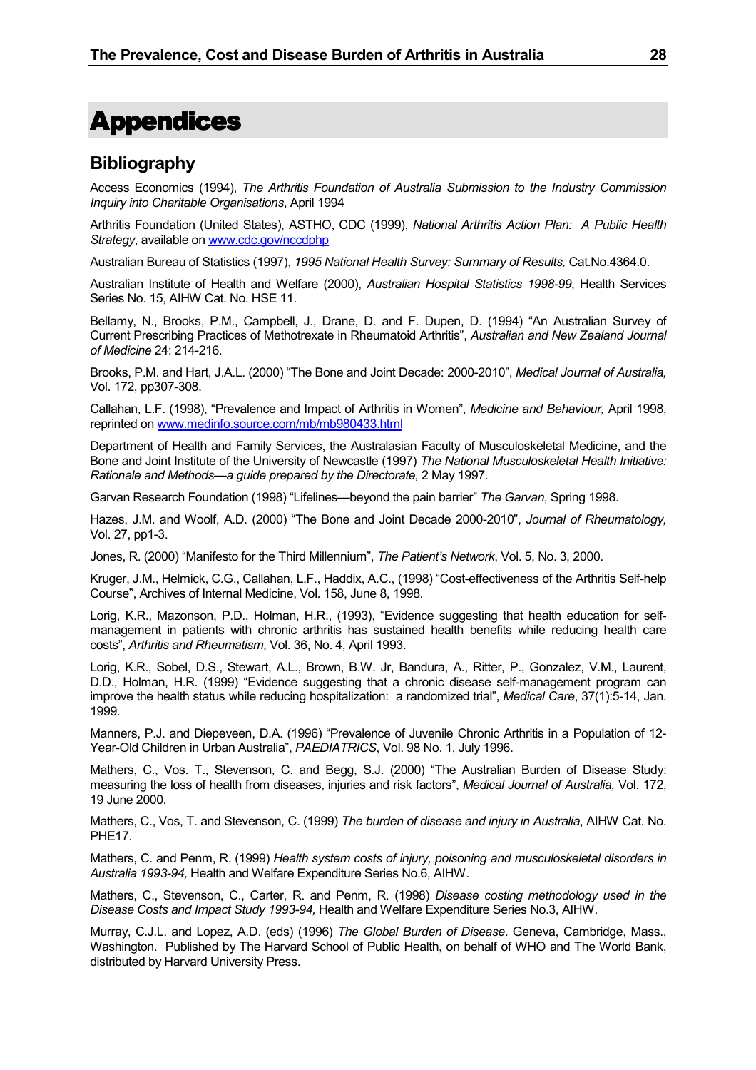# Appendices

## Bibliography

Access Economics (1994), *The Arthritis Foundation of Australia Submission to the Industry Commission Inquiry into Charitable Organisations*, April 1994

Arthritis Foundation (United States), ASTHO, CDC (1999), *National Arthritis Action Plan: A Public Health Strategy*, available on www.cdc.gov/nccdphp

Australian Bureau of Statistics (1997), *1995 National Health Survey: Summary of Results,* Cat.No.4364.0.

Australian Institute of Health and Welfare (2000), *Australian Hospital Statistics 1998-99*, Health Services Series No. 15, AIHW Cat. No. HSE 11.

Bellamy, N., Brooks, P.M., Campbell, J., Drane, D. and F. Dupen, D. (1994) "An Australian Survey of Current Prescribing Practices of Methotrexate in Rheumatoid Arthritis", *Australian and New Zealand Journal of Medicine* 24: 214-216.

Brooks, P.M. and Hart, J.A.L. (2000) "The Bone and Joint Decade: 2000-2010", *Medical Journal of Australia,* Vol. 172, pp307-308.

Callahan, L.F. (1998), "Prevalence and Impact of Arthritis in Women", *Medicine and Behaviour,* April 1998, reprinted on www.medinfo.source.com/mb/mb980433.html

Department of Health and Family Services, the Australasian Faculty of Musculoskeletal Medicine, and the Bone and Joint Institute of the University of Newcastle (1997) *The National Musculoskeletal Health Initiative: Rationale and Methods—a guide prepared by the Directorate,* 2 May 1997.

Garvan Research Foundation (1998) "Lifelines—beyond the pain barrier" *The Garvan*, Spring 1998.

Hazes, J.M. and Woolf, A.D. (2000) "The Bone and Joint Decade 2000-2010", *Journal of Rheumatology,* Vol. 27, pp1-3.

Jones, R. (2000) "Manifesto for the Third Millennium", *The Patient's Network*, Vol. 5, No. 3, 2000.

Kruger, J.M., Helmick, C.G., Callahan, L.F., Haddix, A.C., (1998) "Cost-effectiveness of the Arthritis Self-help Course", Archives of Internal Medicine, Vol. 158, June 8, 1998.

Lorig, K.R., Mazonson, P.D., Holman, H.R., (1993), "Evidence suggesting that health education for self-management in patients with chronic arthritis has sustained health benefits while reducing health care costs", *Arthritis and Rheumatism*, Vol. 36, No. 4, April 1993.

Lorig, K.R., Sobel, D.S., Stewart, A.L., Brown, B.W. Jr, Bandura, A., Ritter, P., Gonzalez, V.M., Laurent, D.D., Holman, H.R. (1999) "Evidence suggesting that a chronic disease self-management program can improve the health status while reducing hospitalization: a randomized trial", *Medical Care*, 37(1):5-14, Jan. 1999.

Manners, P.J. and Diepeveen, D.A. (1996) "Prevalence of Juvenile Chronic Arthritis in a Population of 12-Year-Old Children in Urban Australia", *PAEDIATRICS*, Vol. 98 No. 1, July 1996.

Mathers, C., Vos. T., Stevenson, C. and Begg, S.J. (2000) "The Australian Burden of Disease Study: measuring the loss of health from diseases, injuries and risk factors", *Medical Journal of Australia,* Vol. 172, 19 June 2000.

Mathers, C., Vos, T. and Stevenson, C. (1999) *The burden of disease and injury in Australia*, AIHW Cat. No. PHE17.

Mathers, C. and Penm, R. (1999) *Health system costs of injury, poisoning and musculoskeletal disorders in Australia 1993-94,* Health and Welfare Expenditure Series No.6, AIHW.

Mathers, C., Stevenson, C., Carter, R. and Penm, R. (1998) *Disease costing methodology used in the Disease Costs and Impact Study 1993-94,* Health and Welfare Expenditure Series No.3, AIHW.

Murray, C.J.L. and Lopez, A.D. (eds) (1996) *The Global Burden of Disease*. Geneva, Cambridge, Mass., Washington. Published by The Harvard School of Public Health, on behalf of WHO and The World Bank, distributed by Harvard University Press.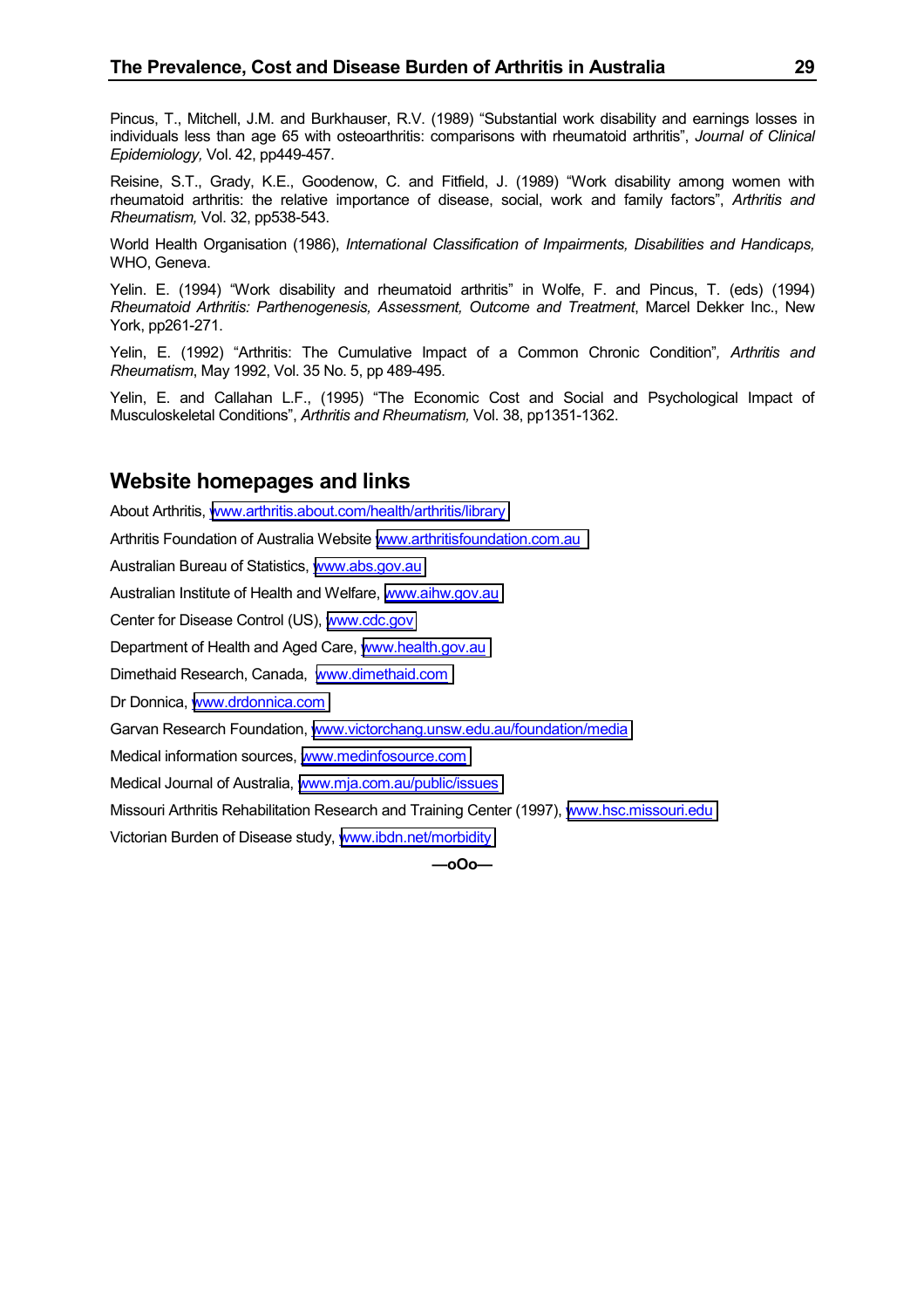Pincus, T., Mitchell, J.M. and Burkhauser, R.V. (1989) "Substantial work disability and earnings losses in individuals less than age 65 with osteoarthritis: comparisons with rheumatoid arthritis", *Journal of Clinical Epidemiology,* Vol. 42, pp449-457.

Reisine, S.T., Grady, K.E., Goodenow, C. and Fitfield, J. (1989) "Work disability among women with rheumatoid arthritis: the relative importance of disease, social, work and family factors", *Arthritis and Rheumatism,* Vol. 32, pp538-543.

World Health Organisation (1986), *International Classification of Impairments, Disabilities and Handicaps,* WHO, Geneva.

Yelin. E. (1994) "Work disability and rheumatoid arthritis" in Wolfe, F. and Pincus, T. (eds) (1994) *Rheumatoid Arthritis: Parthenogenesis, Assessment, Outcome and Treatment*, Marcel Dekker Inc., New York, pp261-271.

Yelin, E. (1992) "Arthritis: The Cumulative Impact of a Common Chronic Condition", *Arthritis and Rheumatism*, May 1992, Vol. 35 No. 5, pp 489-495.

Yelin, E. and Callahan L.F., (1995) "The Economic Cost and Social and Psychological Impact of Musculoskeletal Conditions", *Arthritis and Rheumatism,* Vol. 38, pp1351-1362.

## Website homepages and links

About Arthritis, www.arthritis.about.com/health/arthritis/library

Arthritis Foundation of Australia Website www.arthritisfoundation.com.au

Australian Bureau of Statistics, www.abs.gov.au

Australian Institute of Health and Welfare, www.aihw.gov.au

Center for Disease Control (US), www.cdc.gov

Department of Health and Aged Care, www.health.gov.au

Dimethaid Research, Canada, www.dimethaid.com

Dr Donnica, www.drdonnica.com

Garvan Research Foundation, www.victorchang.unsw.edu.au/foundation/media

Medical information sources, www.medinfosource.com

Medical Journal of Australia, www.mja.com.au/public/issues

Missouri Arthritis Rehabilitation Research and Training Center (1997), www.hsc.missouri.edu

Victorian Burden of Disease study, www.ibdn.net/morbidity

**—oOo—**